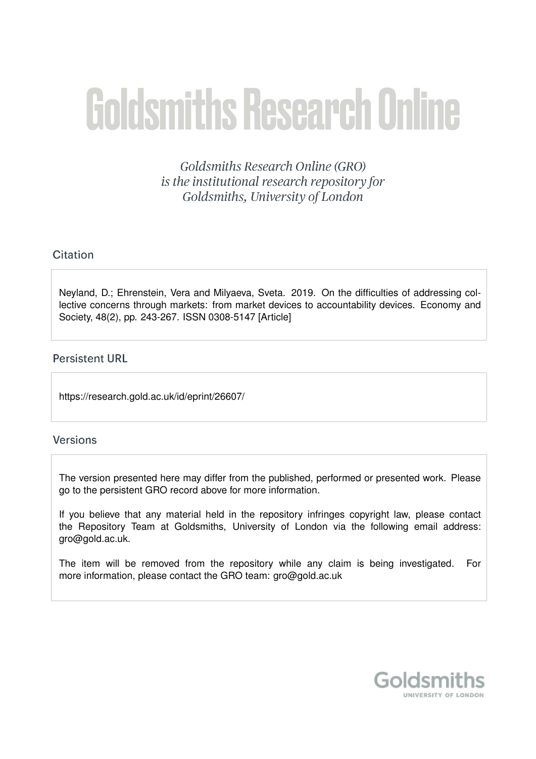# Goldsmiths Research Online

*Goldsmiths Research Online (GRO) is the institutional research repository for Goldsmiths, University of London*

## Citation

Neyland, D.; Ehrenstein, Vera and Milyaeva, Sveta. 2019. On the difficulties of addressing collective concerns through markets: from market devices to accountability devices. Economy and Society, 48(2), pp. 243-267. ISSN 0308-5147 [Article]

## Persistent URL

https://research.gold.ac.uk/id/eprint/26607/

## Versions

The version presented here may differ from the published, performed or presented work. Please go to the persistent GRO record above for more information.

If you believe that any material held in the repository infringes copyright law, please contact the Repository Team at Goldsmiths, University of London via the following email address: gro@gold.ac.uk.

The item will be removed from the repository while any claim is being investigated. For more information, please contact the GRO team: gro@gold.ac.uk

Goldsmiths
UNIVERSITY OF LONDON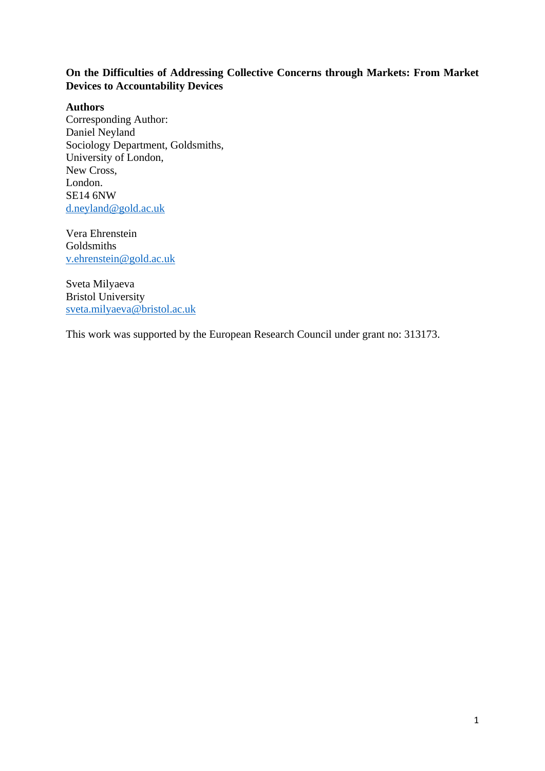**On the Difficulties of Addressing Collective Concerns through Markets: From Market Devices to Accountability Devices**

**Authors**

Corresponding Author:
Daniel Neyland
Sociology Department, Goldsmiths,
University of London,
New Cross,
London.
SE14 6NW
d.neyland@gold.ac.uk

Vera Ehrenstein
Goldsmiths
v.ehrenstein@gold.ac.uk

Sveta Milyaeva
Bristol University
sveta.milyaeva@bristol.ac.uk

This work was supported by the European Research Council under grant no: 313173.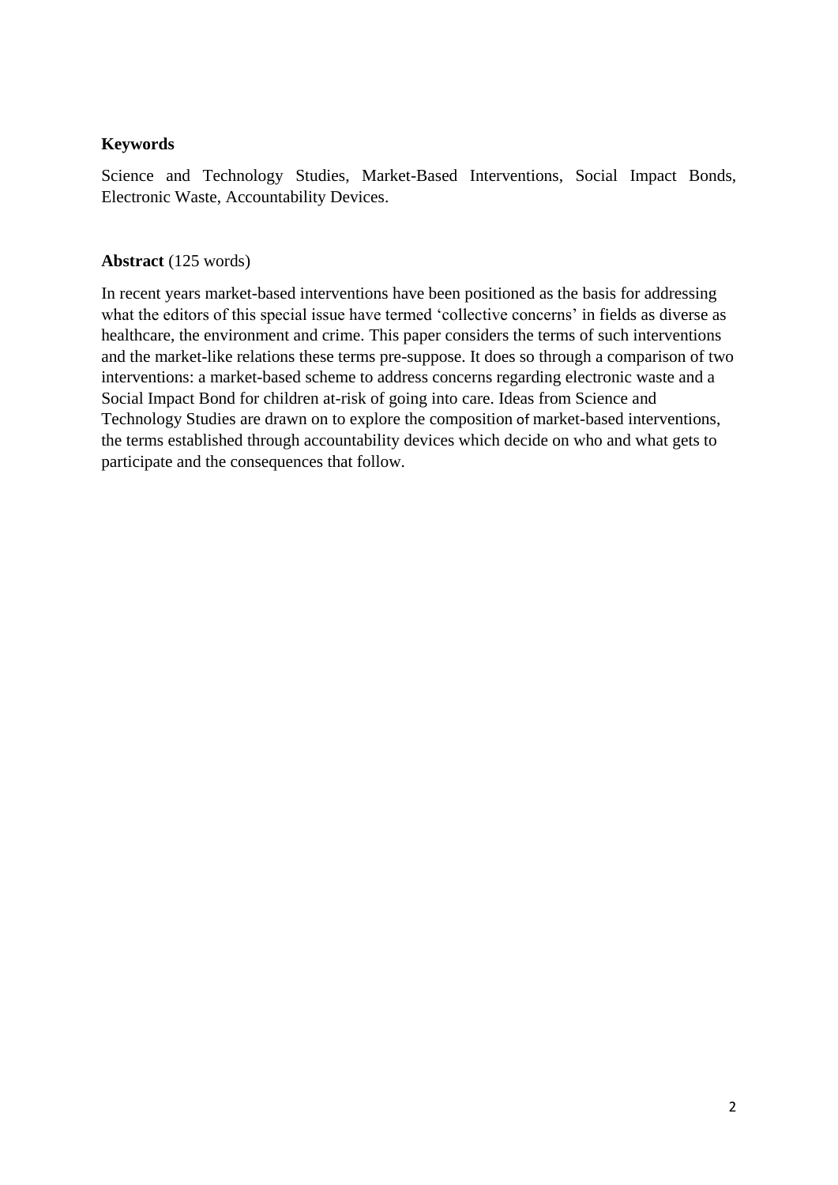**Keywords**

Science and Technology Studies, Market-Based Interventions, Social Impact Bonds, Electronic Waste, Accountability Devices.

**Abstract** (125 words)

In recent years market-based interventions have been positioned as the basis for addressing what the editors of this special issue have termed 'collective concerns' in fields as diverse as healthcare, the environment and crime. This paper considers the terms of such interventions and the market-like relations these terms pre-suppose. It does so through a comparison of two interventions: a market-based scheme to address concerns regarding electronic waste and a Social Impact Bond for children at-risk of going into care. Ideas from Science and Technology Studies are drawn on to explore the composition of market-based interventions, the terms established through accountability devices which decide on who and what gets to participate and the consequences that follow.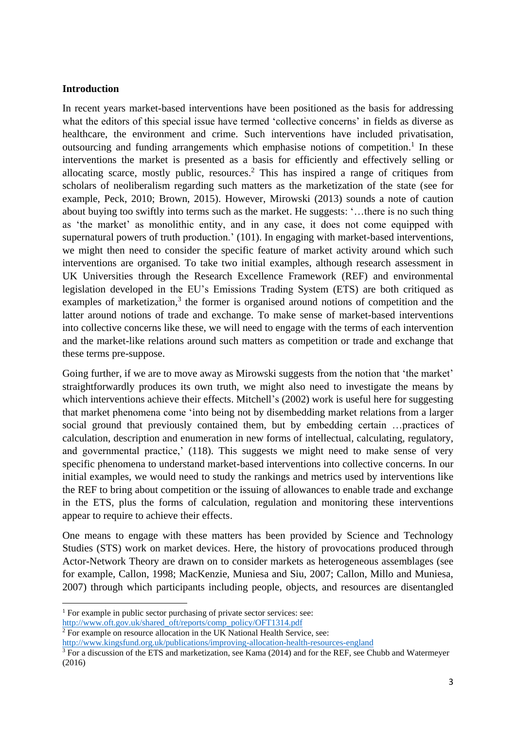## Introduction

In recent years market-based interventions have been positioned as the basis for addressing what the editors of this special issue have termed 'collective concerns' in fields as diverse as healthcare, the environment and crime. Such interventions have included privatisation, outsourcing and funding arrangements which emphasise notions of competition.[1] In these interventions the market is presented as a basis for efficiently and effectively selling or allocating scarce, mostly public, resources.[2] This has inspired a range of critiques from scholars of neoliberalism regarding such matters as the marketization of the state (see for example, Peck, 2010; Brown, 2015). However, Mirowski (2013) sounds a note of caution about buying too swiftly into terms such as the market. He suggests: '…there is no such thing as 'the market' as monolithic entity, and in any case, it does not come equipped with supernatural powers of truth production.' (101). In engaging with market-based interventions, we might then need to consider the specific feature of market activity around which such interventions are organised. To take two initial examples, although research assessment in UK Universities through the Research Excellence Framework (REF) and environmental legislation developed in the EU's Emissions Trading System (ETS) are both critiqued as examples of marketization,[3] the former is organised around notions of competition and the latter around notions of trade and exchange. To make sense of market-based interventions into collective concerns like these, we will need to engage with the terms of each intervention and the market-like relations around such matters as competition or trade and exchange that these terms pre-suppose.

Going further, if we are to move away as Mirowski suggests from the notion that 'the market' straightforwardly produces its own truth, we might also need to investigate the means by which interventions achieve their effects. Mitchell's (2002) work is useful here for suggesting that market phenomena come 'into being not by disembedding market relations from a larger social ground that previously contained them, but by embedding certain …practices of calculation, description and enumeration in new forms of intellectual, calculating, regulatory, and governmental practice,' (118). This suggests we might need to make sense of very specific phenomena to understand market-based interventions into collective concerns. In our initial examples, we would need to study the rankings and metrics used by interventions like the REF to bring about competition or the issuing of allowances to enable trade and exchange in the ETS, plus the forms of calculation, regulation and monitoring these interventions appear to require to achieve their effects.

One means to engage with these matters has been provided by Science and Technology Studies (STS) work on market devices. Here, the history of provocations produced through Actor-Network Theory are drawn on to consider markets as heterogeneous assemblages (see for example, Callon, 1998; MacKenzie, Muniesa and Siu, 2007; Callon, Millo and Muniesa, 2007) through which participants including people, objects, and resources are disentangled

---

[1] For example in public sector purchasing of private sector services: see: http://www.oft.gov.uk/shared_oft/reports/comp_policy/OFT1314.pdf

[2] For example on resource allocation in the UK National Health Service, see: http://www.kingsfund.org.uk/publications/improving-allocation-health-resources-england

[3] For a discussion of the ETS and marketization, see Kama (2014) and for the REF, see Chubb and Watermeyer (2016)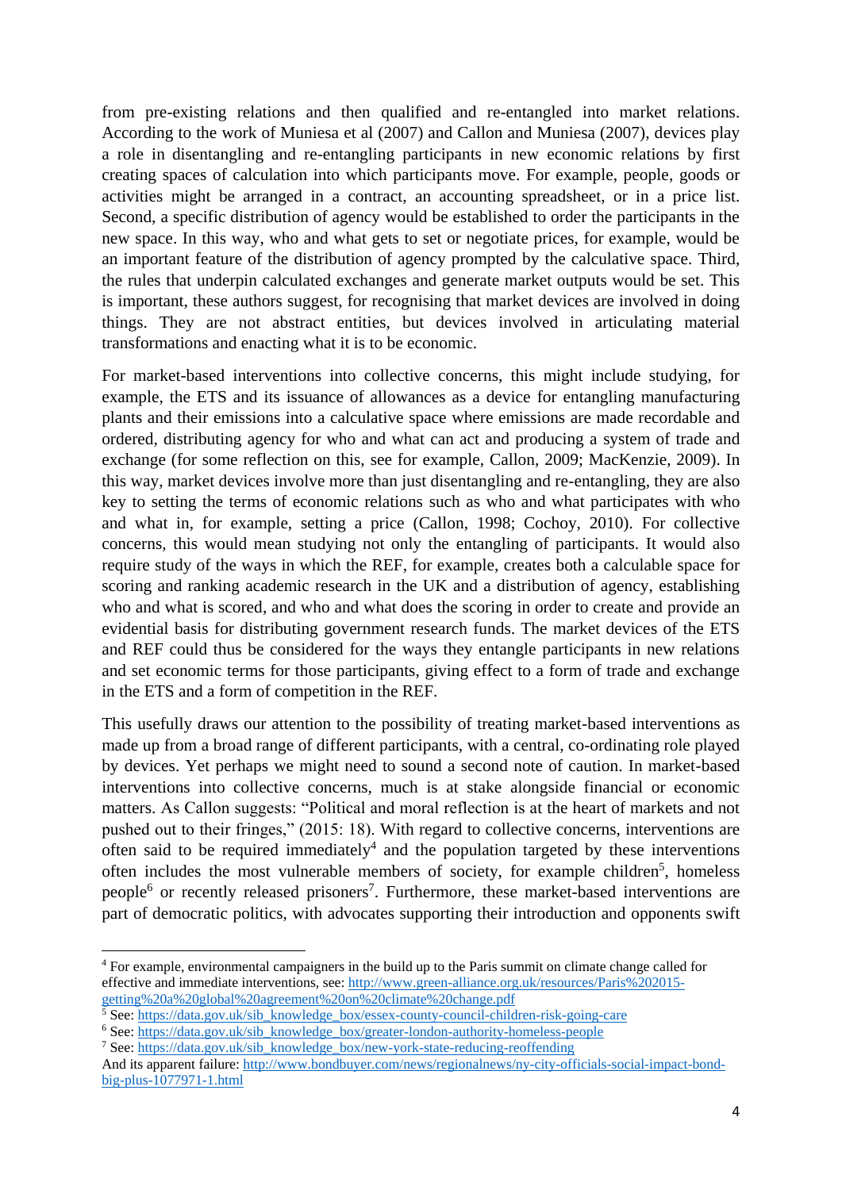from pre-existing relations and then qualified and re-entangled into market relations. According to the work of Muniesa et al (2007) and Callon and Muniesa (2007), devices play a role in disentangling and re-entangling participants in new economic relations by first creating spaces of calculation into which participants move. For example, people, goods or activities might be arranged in a contract, an accounting spreadsheet, or in a price list. Second, a specific distribution of agency would be established to order the participants in the new space. In this way, who and what gets to set or negotiate prices, for example, would be an important feature of the distribution of agency prompted by the calculative space. Third, the rules that underpin calculated exchanges and generate market outputs would be set. This is important, these authors suggest, for recognising that market devices are involved in doing things. They are not abstract entities, but devices involved in articulating material transformations and enacting what it is to be economic.

For market-based interventions into collective concerns, this might include studying, for example, the ETS and its issuance of allowances as a device for entangling manufacturing plants and their emissions into a calculative space where emissions are made recordable and ordered, distributing agency for who and what can act and producing a system of trade and exchange (for some reflection on this, see for example, Callon, 2009; MacKenzie, 2009). In this way, market devices involve more than just disentangling and re-entangling, they are also key to setting the terms of economic relations such as who and what participates with who and what in, for example, setting a price (Callon, 1998; Cochoy, 2010). For collective concerns, this would mean studying not only the entangling of participants. It would also require study of the ways in which the REF, for example, creates both a calculable space for scoring and ranking academic research in the UK and a distribution of agency, establishing who and what is scored, and who and what does the scoring in order to create and provide an evidential basis for distributing government research funds. The market devices of the ETS and REF could thus be considered for the ways they entangle participants in new relations and set economic terms for those participants, giving effect to a form of trade and exchange in the ETS and a form of competition in the REF.

This usefully draws our attention to the possibility of treating market-based interventions as made up from a broad range of different participants, with a central, co-ordinating role played by devices. Yet perhaps we might need to sound a second note of caution. In market-based interventions into collective concerns, much is at stake alongside financial or economic matters. As Callon suggests: "Political and moral reflection is at the heart of markets and not pushed out to their fringes," (2015: 18). With regard to collective concerns, interventions are often said to be required immediately[4] and the population targeted by these interventions often includes the most vulnerable members of society, for example children[5], homeless people[6] or recently released prisoners[7]. Furthermore, these market-based interventions are part of democratic politics, with advocates supporting their introduction and opponents swift

---

[4] For example, environmental campaigners in the build up to the Paris summit on climate change called for effective and immediate interventions, see: http://www.green-alliance.org.uk/resources/Paris%202015-getting%20a%20global%20agreement%20on%20climate%20change.pdf

[5] See: https://data.gov.uk/sib_knowledge_box/essex-county-council-children-risk-going-care

[6] See: https://data.gov.uk/sib_knowledge_box/greater-london-authority-homeless-people

[7] See: https://data.gov.uk/sib_knowledge_box/new-york-state-reducing-reoffending
And its apparent failure: http://www.bondbuyer.com/news/regionalnews/ny-city-officials-social-impact-bond-big-plus-1077971-1.html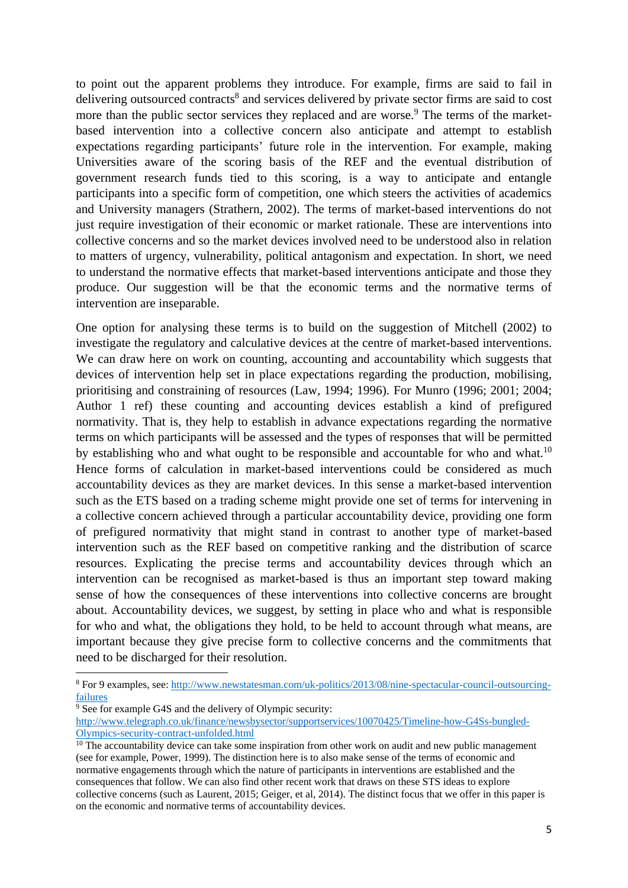to point out the apparent problems they introduce. For example, firms are said to fail in delivering outsourced contracts[8] and services delivered by private sector firms are said to cost more than the public sector services they replaced and are worse.[9] The terms of the market-based intervention into a collective concern also anticipate and attempt to establish expectations regarding participants' future role in the intervention. For example, making Universities aware of the scoring basis of the REF and the eventual distribution of government research funds tied to this scoring, is a way to anticipate and entangle participants into a specific form of competition, one which steers the activities of academics and University managers (Strathern, 2002). The terms of market-based interventions do not just require investigation of their economic or market rationale. These are interventions into collective concerns and so the market devices involved need to be understood also in relation to matters of urgency, vulnerability, political antagonism and expectation. In short, we need to understand the normative effects that market-based interventions anticipate and those they produce. Our suggestion will be that the economic terms and the normative terms of intervention are inseparable.

One option for analysing these terms is to build on the suggestion of Mitchell (2002) to investigate the regulatory and calculative devices at the centre of market-based interventions. We can draw here on work on counting, accounting and accountability which suggests that devices of intervention help set in place expectations regarding the production, mobilising, prioritising and constraining of resources (Law, 1994; 1996). For Munro (1996; 2001; 2004; Author 1 ref) these counting and accounting devices establish a kind of prefigured normativity. That is, they help to establish in advance expectations regarding the normative terms on which participants will be assessed and the types of responses that will be permitted by establishing who and what ought to be responsible and accountable for who and what.[10] Hence forms of calculation in market-based interventions could be considered as much accountability devices as they are market devices. In this sense a market-based intervention such as the ETS based on a trading scheme might provide one set of terms for intervening in a collective concern achieved through a particular accountability device, providing one form of prefigured normativity that might stand in contrast to another type of market-based intervention such as the REF based on competitive ranking and the distribution of scarce resources. Explicating the precise terms and accountability devices through which an intervention can be recognised as market-based is thus an important step toward making sense of how the consequences of these interventions into collective concerns are brought about. Accountability devices, we suggest, by setting in place who and what is responsible for who and what, the obligations they hold, to be held to account through what means, are important because they give precise form to collective concerns and the commitments that need to be discharged for their resolution.

---

[8] For 9 examples, see: http://www.newstatesman.com/uk-politics/2013/08/nine-spectacular-council-outsourcing-failures

[9] See for example G4S and the delivery of Olympic security: http://www.telegraph.co.uk/finance/newsbysector/supportservices/10070425/Timeline-how-G4Ss-bungled-Olympics-security-contract-unfolded.html

[10] The accountability device can take some inspiration from other work on audit and new public management (see for example, Power, 1999). The distinction here is to also make sense of the terms of economic and normative engagements through which the nature of participants in interventions are established and the consequences that follow. We can also find other recent work that draws on these STS ideas to explore collective concerns (such as Laurent, 2015; Geiger, et al, 2014). The distinct focus that we offer in this paper is on the economic and normative terms of accountability devices.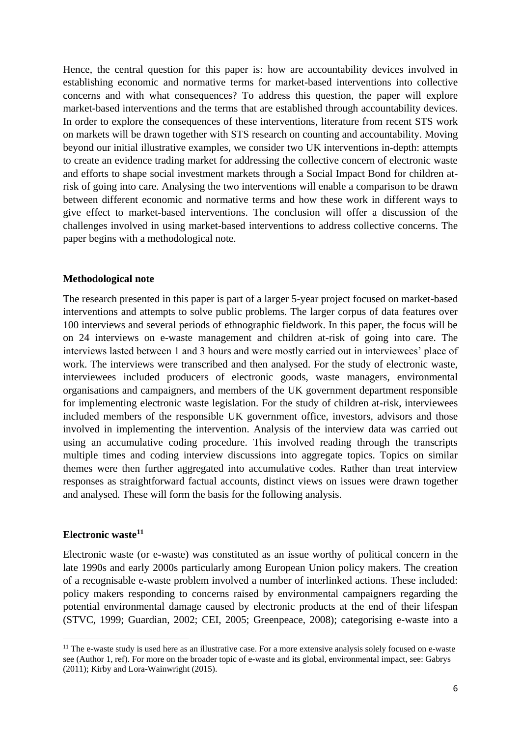Hence, the central question for this paper is: how are accountability devices involved in establishing economic and normative terms for market-based interventions into collective concerns and with what consequences? To address this question, the paper will explore market-based interventions and the terms that are established through accountability devices. In order to explore the consequences of these interventions, literature from recent STS work on markets will be drawn together with STS research on counting and accountability. Moving beyond our initial illustrative examples, we consider two UK interventions in-depth: attempts to create an evidence trading market for addressing the collective concern of electronic waste and efforts to shape social investment markets through a Social Impact Bond for children at-risk of going into care. Analysing the two interventions will enable a comparison to be drawn between different economic and normative terms and how these work in different ways to give effect to market-based interventions. The conclusion will offer a discussion of the challenges involved in using market-based interventions to address collective concerns. The paper begins with a methodological note.

## Methodological note

The research presented in this paper is part of a larger 5-year project focused on market-based interventions and attempts to solve public problems. The larger corpus of data features over 100 interviews and several periods of ethnographic fieldwork. In this paper, the focus will be on 24 interviews on e-waste management and children at-risk of going into care. The interviews lasted between 1 and 3 hours and were mostly carried out in interviewees' place of work. The interviews were transcribed and then analysed. For the study of electronic waste, interviewees included producers of electronic goods, waste managers, environmental organisations and campaigners, and members of the UK government department responsible for implementing electronic waste legislation. For the study of children at-risk, interviewees included members of the responsible UK government office, investors, advisors and those involved in implementing the intervention. Analysis of the interview data was carried out using an accumulative coding procedure. This involved reading through the transcripts multiple times and coding interview discussions into aggregate topics. Topics on similar themes were then further aggregated into accumulative codes. Rather than treat interview responses as straightforward factual accounts, distinct views on issues were drawn together and analysed. These will form the basis for the following analysis.

## Electronic waste[11]

Electronic waste (or e-waste) was constituted as an issue worthy of political concern in the late 1990s and early 2000s particularly among European Union policy makers. The creation of a recognisable e-waste problem involved a number of interlinked actions. These included: policy makers responding to concerns raised by environmental campaigners regarding the potential environmental damage caused by electronic products at the end of their lifespan (STVC, 1999; Guardian, 2002; CEI, 2005; Greenpeace, 2008); categorising e-waste into a

[11] The e-waste study is used here as an illustrative case. For a more extensive analysis solely focused on e-waste see (Author 1, ref). For more on the broader topic of e-waste and its global, environmental impact, see: Gabrys (2011); Kirby and Lora-Wainwright (2015).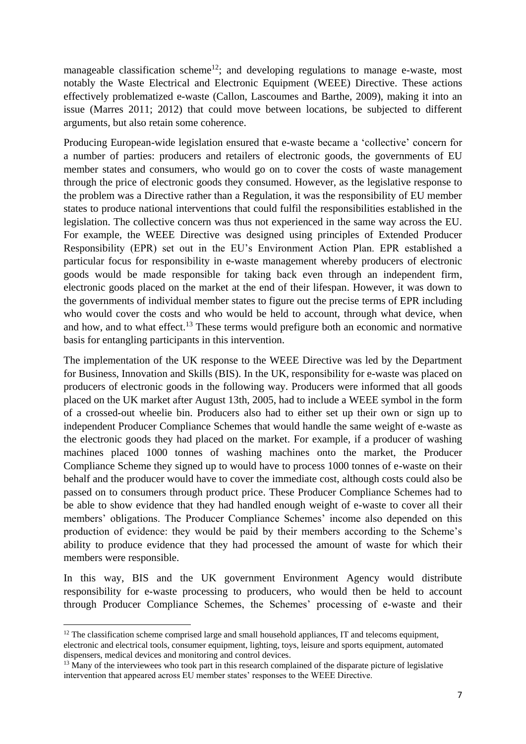manageable classification scheme[12]; and developing regulations to manage e-waste, most notably the Waste Electrical and Electronic Equipment (WEEE) Directive. These actions effectively problematized e-waste (Callon, Lascoumes and Barthe, 2009), making it into an issue (Marres 2011; 2012) that could move between locations, be subjected to different arguments, but also retain some coherence.

Producing European-wide legislation ensured that e-waste became a 'collective' concern for a number of parties: producers and retailers of electronic goods, the governments of EU member states and consumers, who would go on to cover the costs of waste management through the price of electronic goods they consumed. However, as the legislative response to the problem was a Directive rather than a Regulation, it was the responsibility of EU member states to produce national interventions that could fulfil the responsibilities established in the legislation. The collective concern was thus not experienced in the same way across the EU. For example, the WEEE Directive was designed using principles of Extended Producer Responsibility (EPR) set out in the EU's Environment Action Plan. EPR established a particular focus for responsibility in e-waste management whereby producers of electronic goods would be made responsible for taking back even through an independent firm, electronic goods placed on the market at the end of their lifespan. However, it was down to the governments of individual member states to figure out the precise terms of EPR including who would cover the costs and who would be held to account, through what device, when and how, and to what effect.[13] These terms would prefigure both an economic and normative basis for entangling participants in this intervention.

The implementation of the UK response to the WEEE Directive was led by the Department for Business, Innovation and Skills (BIS). In the UK, responsibility for e-waste was placed on producers of electronic goods in the following way. Producers were informed that all goods placed on the UK market after August 13th, 2005, had to include a WEEE symbol in the form of a crossed-out wheelie bin. Producers also had to either set up their own or sign up to independent Producer Compliance Schemes that would handle the same weight of e-waste as the electronic goods they had placed on the market. For example, if a producer of washing machines placed 1000 tonnes of washing machines onto the market, the Producer Compliance Scheme they signed up to would have to process 1000 tonnes of e-waste on their behalf and the producer would have to cover the immediate cost, although costs could also be passed on to consumers through product price. These Producer Compliance Schemes had to be able to show evidence that they had handled enough weight of e-waste to cover all their members' obligations. The Producer Compliance Schemes' income also depended on this production of evidence: they would be paid by their members according to the Scheme's ability to produce evidence that they had processed the amount of waste for which their members were responsible.

In this way, BIS and the UK government Environment Agency would distribute responsibility for e-waste processing to producers, who would then be held to account through Producer Compliance Schemes, the Schemes' processing of e-waste and their

---

[12] The classification scheme comprised large and small household appliances, IT and telecoms equipment, electronic and electrical tools, consumer equipment, lighting, toys, leisure and sports equipment, automated dispensers, medical devices and monitoring and control devices.

[13] Many of the interviewees who took part in this research complained of the disparate picture of legislative intervention that appeared across EU member states' responses to the WEEE Directive.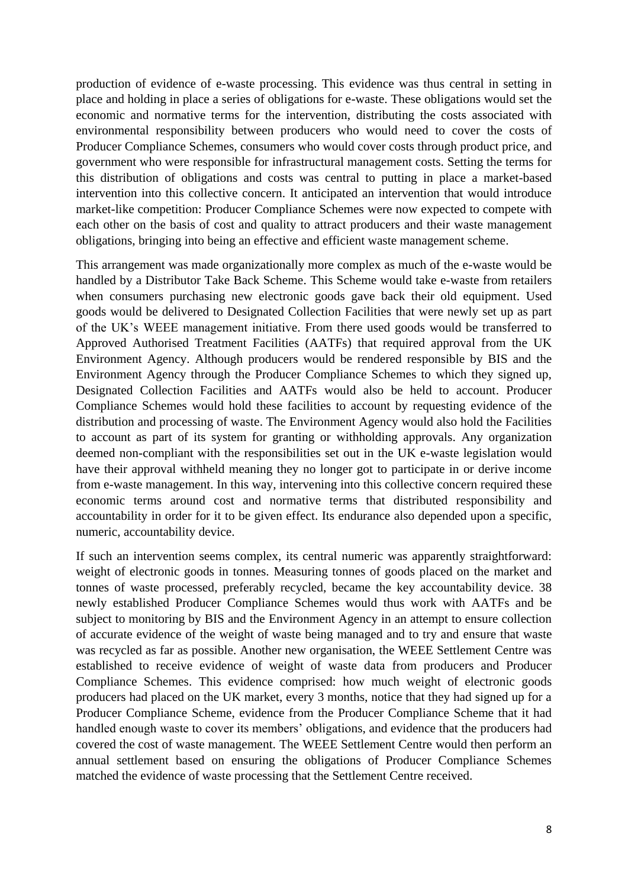production of evidence of e-waste processing. This evidence was thus central in setting in place and holding in place a series of obligations for e-waste. These obligations would set the economic and normative terms for the intervention, distributing the costs associated with environmental responsibility between producers who would need to cover the costs of Producer Compliance Schemes, consumers who would cover costs through product price, and government who were responsible for infrastructural management costs. Setting the terms for this distribution of obligations and costs was central to putting in place a market-based intervention into this collective concern. It anticipated an intervention that would introduce market-like competition: Producer Compliance Schemes were now expected to compete with each other on the basis of cost and quality to attract producers and their waste management obligations, bringing into being an effective and efficient waste management scheme.

This arrangement was made organizationally more complex as much of the e-waste would be handled by a Distributor Take Back Scheme. This Scheme would take e-waste from retailers when consumers purchasing new electronic goods gave back their old equipment. Used goods would be delivered to Designated Collection Facilities that were newly set up as part of the UK's WEEE management initiative. From there used goods would be transferred to Approved Authorised Treatment Facilities (AATFs) that required approval from the UK Environment Agency. Although producers would be rendered responsible by BIS and the Environment Agency through the Producer Compliance Schemes to which they signed up, Designated Collection Facilities and AATFs would also be held to account. Producer Compliance Schemes would hold these facilities to account by requesting evidence of the distribution and processing of waste. The Environment Agency would also hold the Facilities to account as part of its system for granting or withholding approvals. Any organization deemed non-compliant with the responsibilities set out in the UK e-waste legislation would have their approval withheld meaning they no longer got to participate in or derive income from e-waste management. In this way, intervening into this collective concern required these economic terms around cost and normative terms that distributed responsibility and accountability in order for it to be given effect. Its endurance also depended upon a specific, numeric, accountability device.

If such an intervention seems complex, its central numeric was apparently straightforward: weight of electronic goods in tonnes. Measuring tonnes of goods placed on the market and tonnes of waste processed, preferably recycled, became the key accountability device. 38 newly established Producer Compliance Schemes would thus work with AATFs and be subject to monitoring by BIS and the Environment Agency in an attempt to ensure collection of accurate evidence of the weight of waste being managed and to try and ensure that waste was recycled as far as possible. Another new organisation, the WEEE Settlement Centre was established to receive evidence of weight of waste data from producers and Producer Compliance Schemes. This evidence comprised: how much weight of electronic goods producers had placed on the UK market, every 3 months, notice that they had signed up for a Producer Compliance Scheme, evidence from the Producer Compliance Scheme that it had handled enough waste to cover its members' obligations, and evidence that the producers had covered the cost of waste management. The WEEE Settlement Centre would then perform an annual settlement based on ensuring the obligations of Producer Compliance Schemes matched the evidence of waste processing that the Settlement Centre received.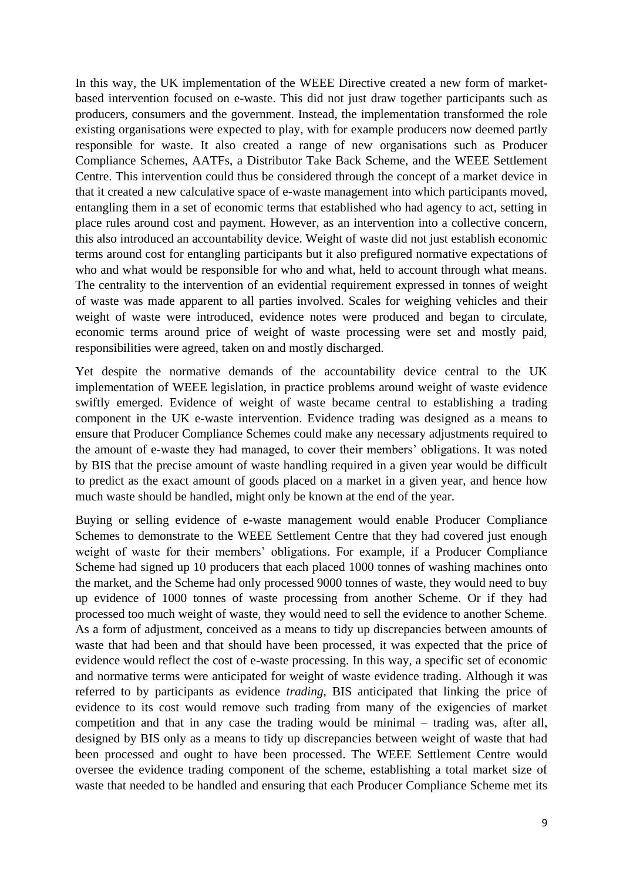In this way, the UK implementation of the WEEE Directive created a new form of market-based intervention focused on e-waste. This did not just draw together participants such as producers, consumers and the government. Instead, the implementation transformed the role existing organisations were expected to play, with for example producers now deemed partly responsible for waste. It also created a range of new organisations such as Producer Compliance Schemes, AATFs, a Distributor Take Back Scheme, and the WEEE Settlement Centre. This intervention could thus be considered through the concept of a market device in that it created a new calculative space of e-waste management into which participants moved, entangling them in a set of economic terms that established who had agency to act, setting in place rules around cost and payment. However, as an intervention into a collective concern, this also introduced an accountability device. Weight of waste did not just establish economic terms around cost for entangling participants but it also prefigured normative expectations of who and what would be responsible for who and what, held to account through what means. The centrality to the intervention of an evidential requirement expressed in tonnes of weight of waste was made apparent to all parties involved. Scales for weighing vehicles and their weight of waste were introduced, evidence notes were produced and began to circulate, economic terms around price of weight of waste processing were set and mostly paid, responsibilities were agreed, taken on and mostly discharged.

Yet despite the normative demands of the accountability device central to the UK implementation of WEEE legislation, in practice problems around weight of waste evidence swiftly emerged. Evidence of weight of waste became central to establishing a trading component in the UK e-waste intervention. Evidence trading was designed as a means to ensure that Producer Compliance Schemes could make any necessary adjustments required to the amount of e-waste they had managed, to cover their members' obligations. It was noted by BIS that the precise amount of waste handling required in a given year would be difficult to predict as the exact amount of goods placed on a market in a given year, and hence how much waste should be handled, might only be known at the end of the year.

Buying or selling evidence of e-waste management would enable Producer Compliance Schemes to demonstrate to the WEEE Settlement Centre that they had covered just enough weight of waste for their members' obligations. For example, if a Producer Compliance Scheme had signed up 10 producers that each placed 1000 tonnes of washing machines onto the market, and the Scheme had only processed 9000 tonnes of waste, they would need to buy up evidence of 1000 tonnes of waste processing from another Scheme. Or if they had processed too much weight of waste, they would need to sell the evidence to another Scheme. As a form of adjustment, conceived as a means to tidy up discrepancies between amounts of waste that had been and that should have been processed, it was expected that the price of evidence would reflect the cost of e-waste processing. In this way, a specific set of economic and normative terms were anticipated for weight of waste evidence trading. Although it was referred to by participants as evidence *trading*, BIS anticipated that linking the price of evidence to its cost would remove such trading from many of the exigencies of market competition and that in any case the trading would be minimal – trading was, after all, designed by BIS only as a means to tidy up discrepancies between weight of waste that had been processed and ought to have been processed. The WEEE Settlement Centre would oversee the evidence trading component of the scheme, establishing a total market size of waste that needed to be handled and ensuring that each Producer Compliance Scheme met its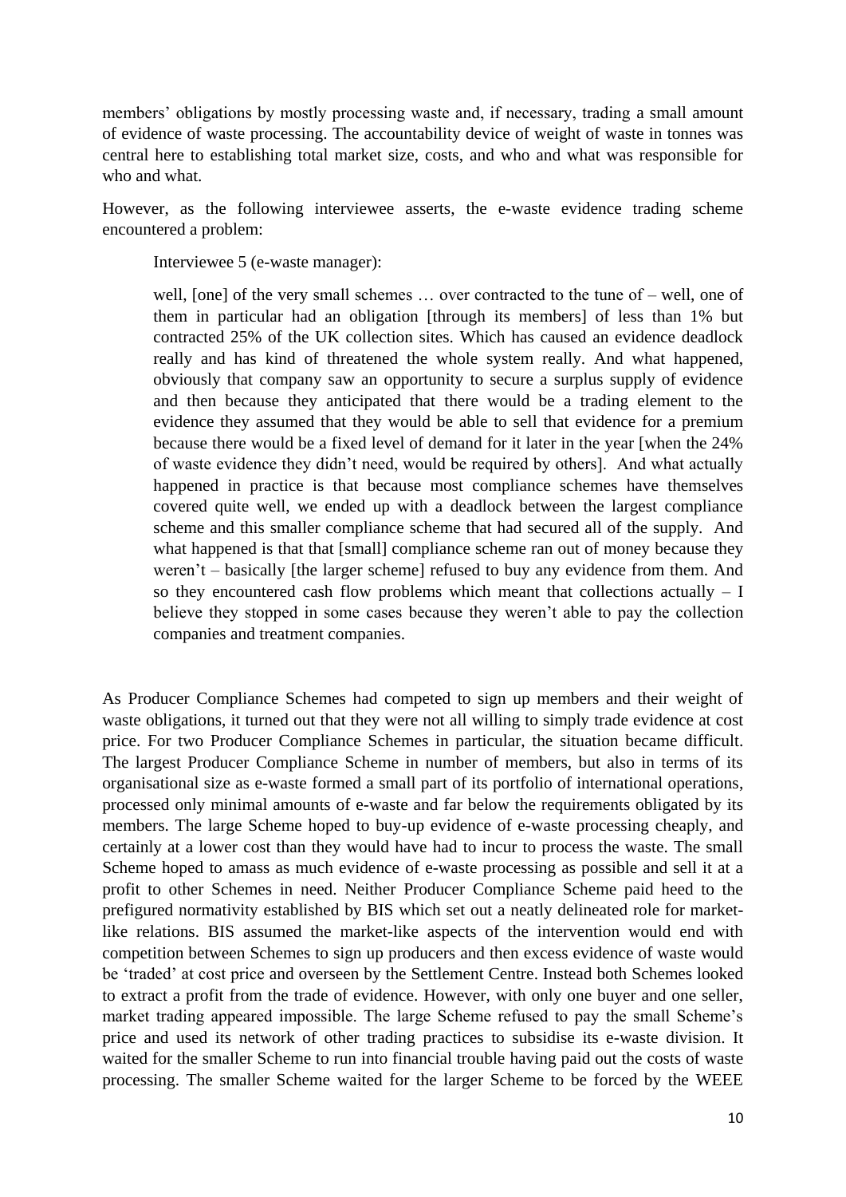members' obligations by mostly processing waste and, if necessary, trading a small amount of evidence of waste processing. The accountability device of weight of waste in tonnes was central here to establishing total market size, costs, and who and what was responsible for who and what.

However, as the following interviewee asserts, the e-waste evidence trading scheme encountered a problem:

> Interviewee 5 (e-waste manager):
>
> well, [one] of the very small schemes … over contracted to the tune of – well, one of them in particular had an obligation [through its members] of less than 1% but contracted 25% of the UK collection sites. Which has caused an evidence deadlock really and has kind of threatened the whole system really. And what happened, obviously that company saw an opportunity to secure a surplus supply of evidence and then because they anticipated that there would be a trading element to the evidence they assumed that they would be able to sell that evidence for a premium because there would be a fixed level of demand for it later in the year [when the 24% of waste evidence they didn't need, would be required by others]. And what actually happened in practice is that because most compliance schemes have themselves covered quite well, we ended up with a deadlock between the largest compliance scheme and this smaller compliance scheme that had secured all of the supply. And what happened is that that [small] compliance scheme ran out of money because they weren't – basically [the larger scheme] refused to buy any evidence from them. And so they encountered cash flow problems which meant that collections actually – I believe they stopped in some cases because they weren't able to pay the collection companies and treatment companies.

As Producer Compliance Schemes had competed to sign up members and their weight of waste obligations, it turned out that they were not all willing to simply trade evidence at cost price. For two Producer Compliance Schemes in particular, the situation became difficult. The largest Producer Compliance Scheme in number of members, but also in terms of its organisational size as e-waste formed a small part of its portfolio of international operations, processed only minimal amounts of e-waste and far below the requirements obligated by its members. The large Scheme hoped to buy-up evidence of e-waste processing cheaply, and certainly at a lower cost than they would have had to incur to process the waste. The small Scheme hoped to amass as much evidence of e-waste processing as possible and sell it at a profit to other Schemes in need. Neither Producer Compliance Scheme paid heed to the prefigured normativity established by BIS which set out a neatly delineated role for market-like relations. BIS assumed the market-like aspects of the intervention would end with competition between Schemes to sign up producers and then excess evidence of waste would be 'traded' at cost price and overseen by the Settlement Centre. Instead both Schemes looked to extract a profit from the trade of evidence. However, with only one buyer and one seller, market trading appeared impossible. The large Scheme refused to pay the small Scheme's price and used its network of other trading practices to subsidise its e-waste division. It waited for the smaller Scheme to run into financial trouble having paid out the costs of waste processing. The smaller Scheme waited for the larger Scheme to be forced by the WEEE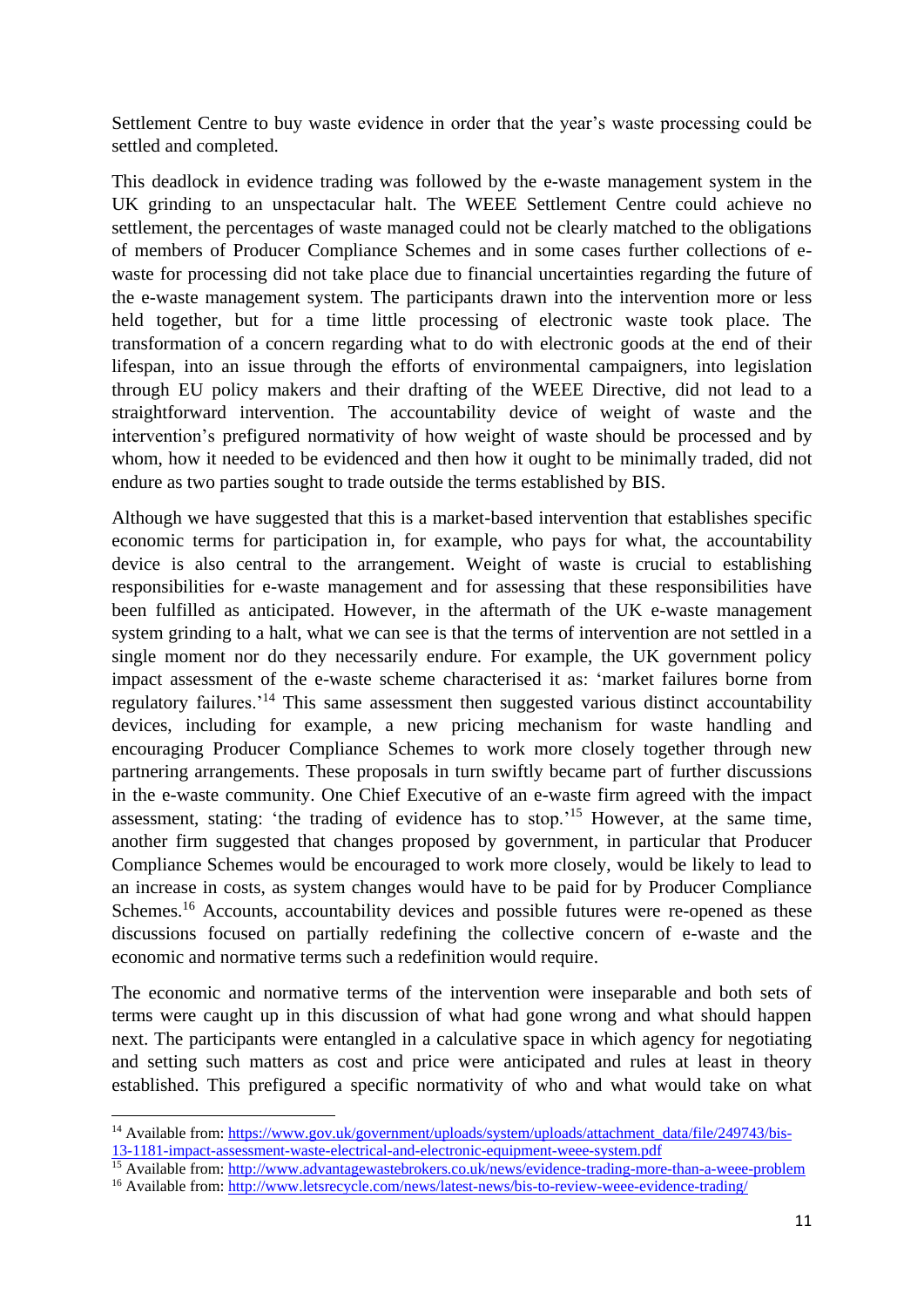Settlement Centre to buy waste evidence in order that the year's waste processing could be settled and completed.

This deadlock in evidence trading was followed by the e-waste management system in the UK grinding to an unspectacular halt. The WEEE Settlement Centre could achieve no settlement, the percentages of waste managed could not be clearly matched to the obligations of members of Producer Compliance Schemes and in some cases further collections of e-waste for processing did not take place due to financial uncertainties regarding the future of the e-waste management system. The participants drawn into the intervention more or less held together, but for a time little processing of electronic waste took place. The transformation of a concern regarding what to do with electronic goods at the end of their lifespan, into an issue through the efforts of environmental campaigners, into legislation through EU policy makers and their drafting of the WEEE Directive, did not lead to a straightforward intervention. The accountability device of weight of waste and the intervention's prefigured normativity of how weight of waste should be processed and by whom, how it needed to be evidenced and then how it ought to be minimally traded, did not endure as two parties sought to trade outside the terms established by BIS.

Although we have suggested that this is a market-based intervention that establishes specific economic terms for participation in, for example, who pays for what, the accountability device is also central to the arrangement. Weight of waste is crucial to establishing responsibilities for e-waste management and for assessing that these responsibilities have been fulfilled as anticipated. However, in the aftermath of the UK e-waste management system grinding to a halt, what we can see is that the terms of intervention are not settled in a single moment nor do they necessarily endure. For example, the UK government policy impact assessment of the e-waste scheme characterised it as: 'market failures borne from regulatory failures.'[14] This same assessment then suggested various distinct accountability devices, including for example, a new pricing mechanism for waste handling and encouraging Producer Compliance Schemes to work more closely together through new partnering arrangements. These proposals in turn swiftly became part of further discussions in the e-waste community. One Chief Executive of an e-waste firm agreed with the impact assessment, stating: 'the trading of evidence has to stop.'[15] However, at the same time, another firm suggested that changes proposed by government, in particular that Producer Compliance Schemes would be encouraged to work more closely, would be likely to lead to an increase in costs, as system changes would have to be paid for by Producer Compliance Schemes.[16] Accounts, accountability devices and possible futures were re-opened as these discussions focused on partially redefining the collective concern of e-waste and the economic and normative terms such a redefinition would require.

The economic and normative terms of the intervention were inseparable and both sets of terms were caught up in this discussion of what had gone wrong and what should happen next. The participants were entangled in a calculative space in which agency for negotiating and setting such matters as cost and price were anticipated and rules at least in theory established. This prefigured a specific normativity of who and what would take on what

[14] Available from: https://www.gov.uk/government/uploads/system/uploads/attachment_data/file/249743/bis-13-1181-impact-assessment-waste-electrical-and-electronic-equipment-weee-system.pdf

[15] Available from: http://www.advantagewastebrokers.co.uk/news/evidence-trading-more-than-a-weee-problem

[16] Available from: http://www.letsrecycle.com/news/latest-news/bis-to-review-weee-evidence-trading/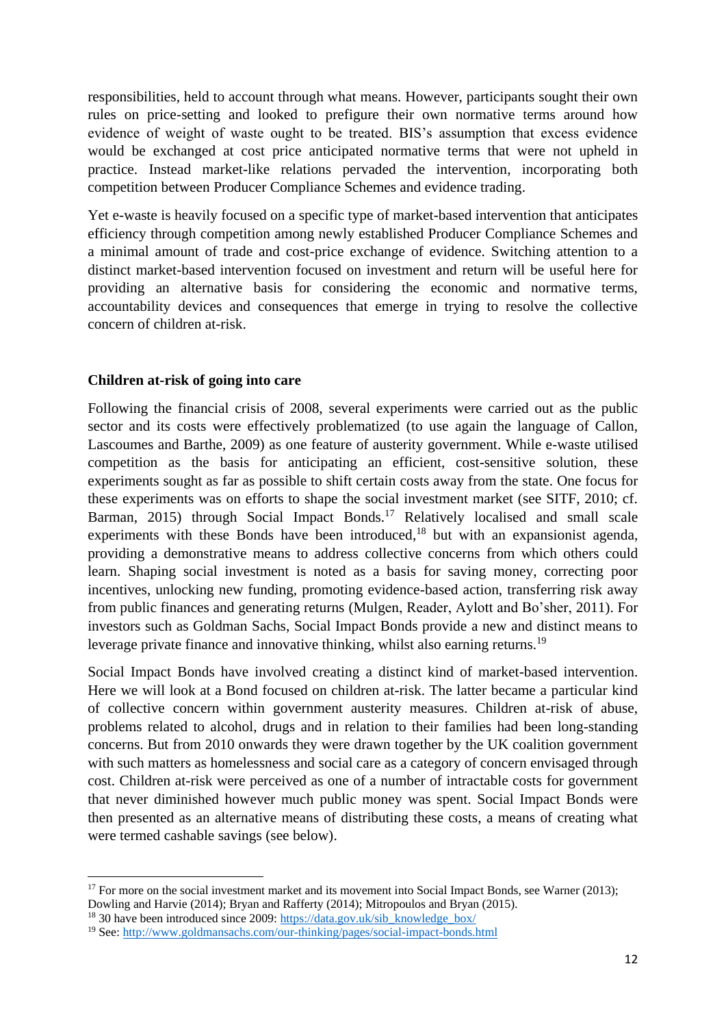responsibilities, held to account through what means. However, participants sought their own rules on price-setting and looked to prefigure their own normative terms around how evidence of weight of waste ought to be treated. BIS's assumption that excess evidence would be exchanged at cost price anticipated normative terms that were not upheld in practice. Instead market-like relations pervaded the intervention, incorporating both competition between Producer Compliance Schemes and evidence trading.

Yet e-waste is heavily focused on a specific type of market-based intervention that anticipates efficiency through competition among newly established Producer Compliance Schemes and a minimal amount of trade and cost-price exchange of evidence. Switching attention to a distinct market-based intervention focused on investment and return will be useful here for providing an alternative basis for considering the economic and normative terms, accountability devices and consequences that emerge in trying to resolve the collective concern of children at-risk.

**Children at-risk of going into care**

Following the financial crisis of 2008, several experiments were carried out as the public sector and its costs were effectively problematized (to use again the language of Callon, Lascoumes and Barthe, 2009) as one feature of austerity government. While e-waste utilised competition as the basis for anticipating an efficient, cost-sensitive solution, these experiments sought as far as possible to shift certain costs away from the state. One focus for these experiments was on efforts to shape the social investment market (see SITF, 2010; cf. Barman, 2015) through Social Impact Bonds.[17] Relatively localised and small scale experiments with these Bonds have been introduced,[18] but with an expansionist agenda, providing a demonstrative means to address collective concerns from which others could learn. Shaping social investment is noted as a basis for saving money, correcting poor incentives, unlocking new funding, promoting evidence-based action, transferring risk away from public finances and generating returns (Mulgen, Reader, Aylott and Bo'sher, 2011). For investors such as Goldman Sachs, Social Impact Bonds provide a new and distinct means to leverage private finance and innovative thinking, whilst also earning returns.[19]

Social Impact Bonds have involved creating a distinct kind of market-based intervention. Here we will look at a Bond focused on children at-risk. The latter became a particular kind of collective concern within government austerity measures. Children at-risk of abuse, problems related to alcohol, drugs and in relation to their families had been long-standing concerns. But from 2010 onwards they were drawn together by the UK coalition government with such matters as homelessness and social care as a category of concern envisaged through cost. Children at-risk were perceived as one of a number of intractable costs for government that never diminished however much public money was spent. Social Impact Bonds were then presented as an alternative means of distributing these costs, a means of creating what were termed cashable savings (see below).

---

[17] For more on the social investment market and its movement into Social Impact Bonds, see Warner (2013); Dowling and Harvie (2014); Bryan and Rafferty (2014); Mitropoulos and Bryan (2015).

[18] 30 have been introduced since 2009: https://data.gov.uk/sib_knowledge_box/

[19] See: http://www.goldmansachs.com/our-thinking/pages/social-impact-bonds.html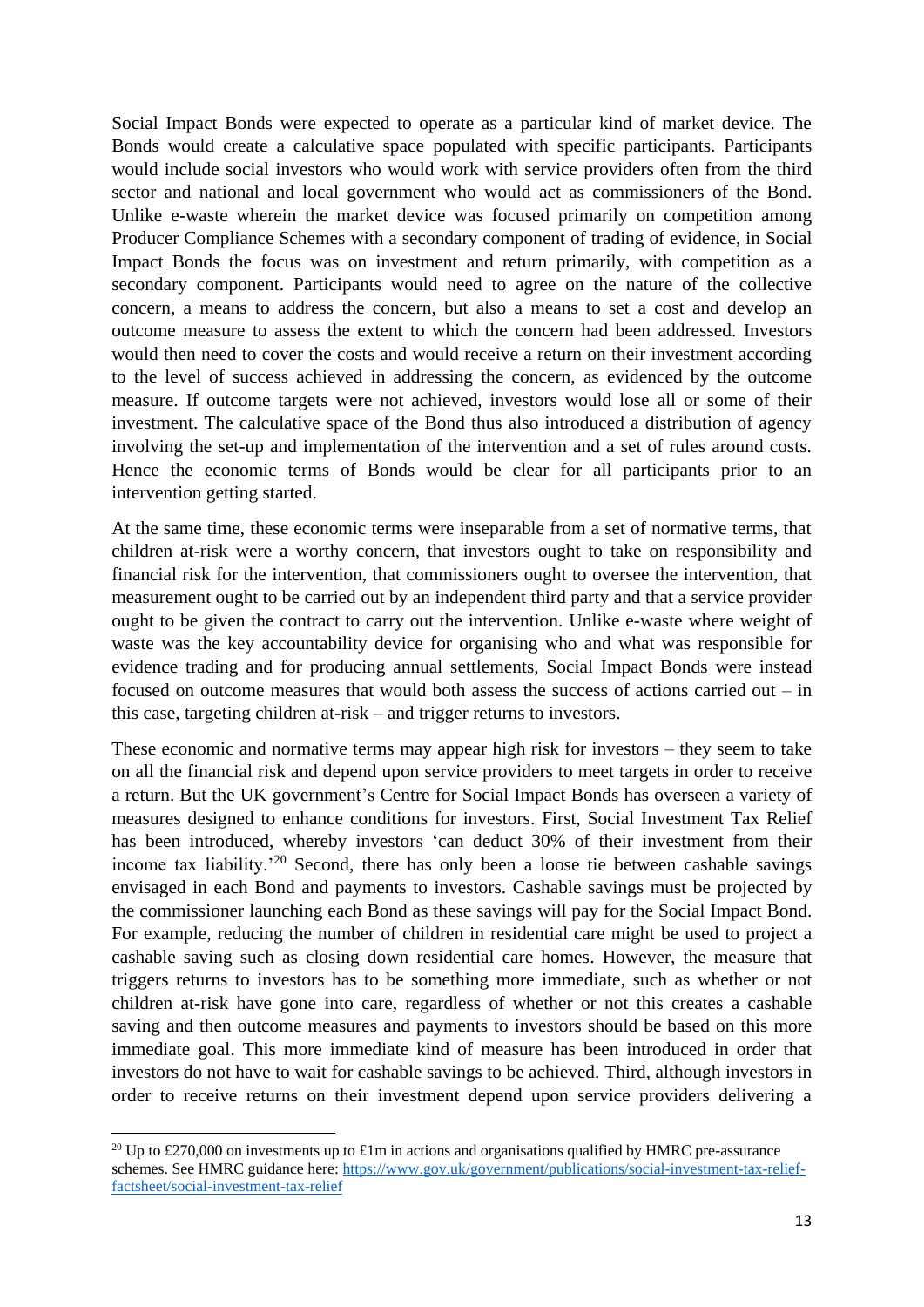Social Impact Bonds were expected to operate as a particular kind of market device. The Bonds would create a calculative space populated with specific participants. Participants would include social investors who would work with service providers often from the third sector and national and local government who would act as commissioners of the Bond. Unlike e-waste wherein the market device was focused primarily on competition among Producer Compliance Schemes with a secondary component of trading of evidence, in Social Impact Bonds the focus was on investment and return primarily, with competition as a secondary component. Participants would need to agree on the nature of the collective concern, a means to address the concern, but also a means to set a cost and develop an outcome measure to assess the extent to which the concern had been addressed. Investors would then need to cover the costs and would receive a return on their investment according to the level of success achieved in addressing the concern, as evidenced by the outcome measure. If outcome targets were not achieved, investors would lose all or some of their investment. The calculative space of the Bond thus also introduced a distribution of agency involving the set-up and implementation of the intervention and a set of rules around costs. Hence the economic terms of Bonds would be clear for all participants prior to an intervention getting started.

At the same time, these economic terms were inseparable from a set of normative terms, that children at-risk were a worthy concern, that investors ought to take on responsibility and financial risk for the intervention, that commissioners ought to oversee the intervention, that measurement ought to be carried out by an independent third party and that a service provider ought to be given the contract to carry out the intervention. Unlike e-waste where weight of waste was the key accountability device for organising who and what was responsible for evidence trading and for producing annual settlements, Social Impact Bonds were instead focused on outcome measures that would both assess the success of actions carried out – in this case, targeting children at-risk – and trigger returns to investors.

These economic and normative terms may appear high risk for investors – they seem to take on all the financial risk and depend upon service providers to meet targets in order to receive a return. But the UK government's Centre for Social Impact Bonds has overseen a variety of measures designed to enhance conditions for investors. First, Social Investment Tax Relief has been introduced, whereby investors 'can deduct 30% of their investment from their income tax liability.'[20] Second, there has only been a loose tie between cashable savings envisaged in each Bond and payments to investors. Cashable savings must be projected by the commissioner launching each Bond as these savings will pay for the Social Impact Bond. For example, reducing the number of children in residential care might be used to project a cashable saving such as closing down residential care homes. However, the measure that triggers returns to investors has to be something more immediate, such as whether or not children at-risk have gone into care, regardless of whether or not this creates a cashable saving and then outcome measures and payments to investors should be based on this more immediate goal. This more immediate kind of measure has been introduced in order that investors do not have to wait for cashable savings to be achieved. Third, although investors in order to receive returns on their investment depend upon service providers delivering a

[20] Up to £270,000 on investments up to £1m in actions and organisations qualified by HMRC pre-assurance schemes. See HMRC guidance here: https://www.gov.uk/government/publications/social-investment-tax-relief-factsheet/social-investment-tax-relief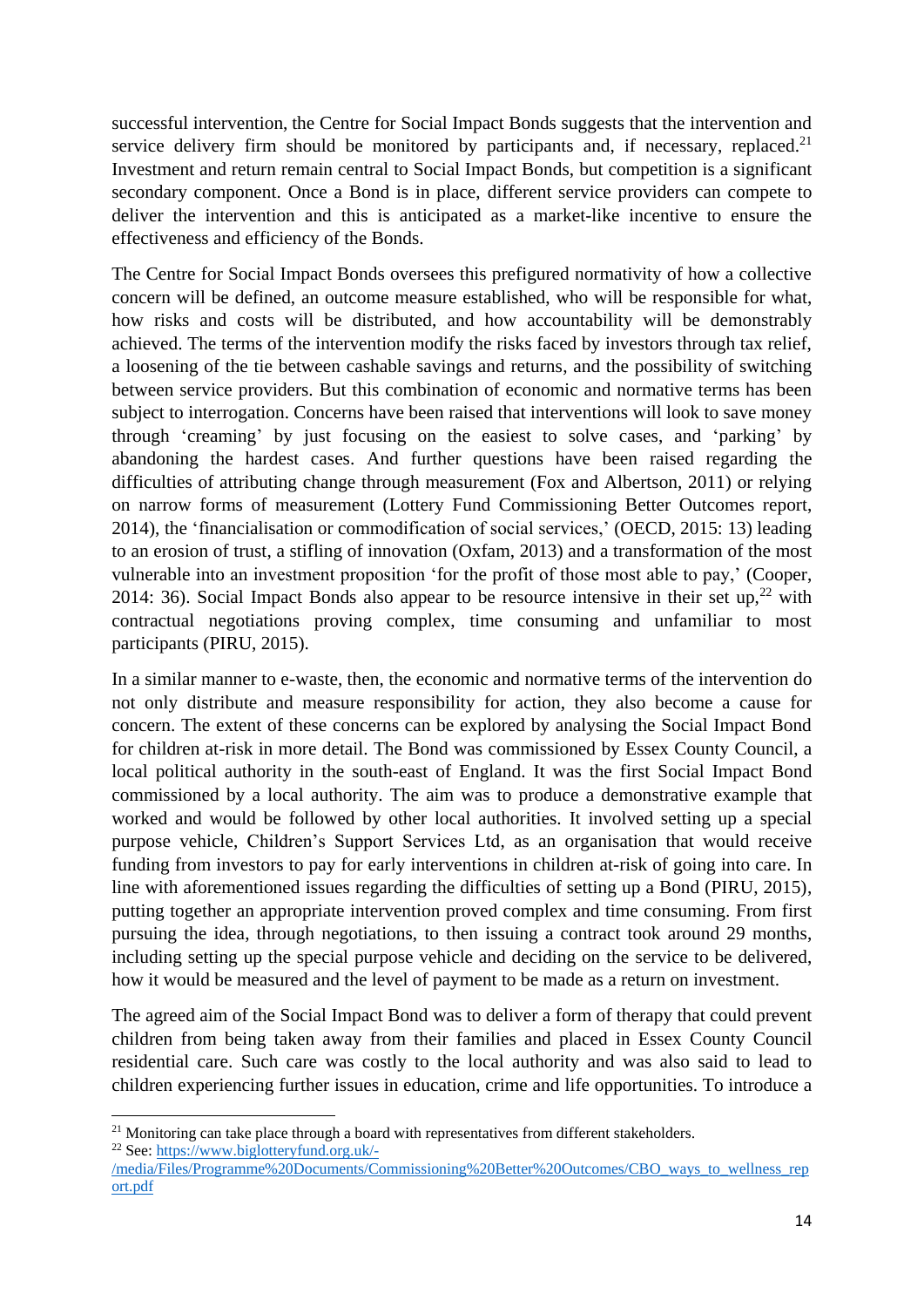successful intervention, the Centre for Social Impact Bonds suggests that the intervention and service delivery firm should be monitored by participants and, if necessary, replaced.[21] Investment and return remain central to Social Impact Bonds, but competition is a significant secondary component. Once a Bond is in place, different service providers can compete to deliver the intervention and this is anticipated as a market-like incentive to ensure the effectiveness and efficiency of the Bonds.

The Centre for Social Impact Bonds oversees this prefigured normativity of how a collective concern will be defined, an outcome measure established, who will be responsible for what, how risks and costs will be distributed, and how accountability will be demonstrably achieved. The terms of the intervention modify the risks faced by investors through tax relief, a loosening of the tie between cashable savings and returns, and the possibility of switching between service providers. But this combination of economic and normative terms has been subject to interrogation. Concerns have been raised that interventions will look to save money through 'creaming' by just focusing on the easiest to solve cases, and 'parking' by abandoning the hardest cases. And further questions have been raised regarding the difficulties of attributing change through measurement (Fox and Albertson, 2011) or relying on narrow forms of measurement (Lottery Fund Commissioning Better Outcomes report, 2014), the 'financialisation or commodification of social services,' (OECD, 2015: 13) leading to an erosion of trust, a stifling of innovation (Oxfam, 2013) and a transformation of the most vulnerable into an investment proposition 'for the profit of those most able to pay,' (Cooper, 2014: 36). Social Impact Bonds also appear to be resource intensive in their set up,[22] with contractual negotiations proving complex, time consuming and unfamiliar to most participants (PIRU, 2015).

In a similar manner to e-waste, then, the economic and normative terms of the intervention do not only distribute and measure responsibility for action, they also become a cause for concern. The extent of these concerns can be explored by analysing the Social Impact Bond for children at-risk in more detail. The Bond was commissioned by Essex County Council, a local political authority in the south-east of England. It was the first Social Impact Bond commissioned by a local authority. The aim was to produce a demonstrative example that worked and would be followed by other local authorities. It involved setting up a special purpose vehicle, Children's Support Services Ltd, as an organisation that would receive funding from investors to pay for early interventions in children at-risk of going into care. In line with aforementioned issues regarding the difficulties of setting up a Bond (PIRU, 2015), putting together an appropriate intervention proved complex and time consuming. From first pursuing the idea, through negotiations, to then issuing a contract took around 29 months, including setting up the special purpose vehicle and deciding on the service to be delivered, how it would be measured and the level of payment to be made as a return on investment.

The agreed aim of the Social Impact Bond was to deliver a form of therapy that could prevent children from being taken away from their families and placed in Essex County Council residential care. Such care was costly to the local authority and was also said to lead to children experiencing further issues in education, crime and life opportunities. To introduce a

---

[21] Monitoring can take place through a board with representatives from different stakeholders.

[22] See: https://www.biglotteryfund.org.uk/-/media/Files/Programme%20Documents/Commissioning%20Better%20Outcomes/CBO_ways_to_wellness_report.pdf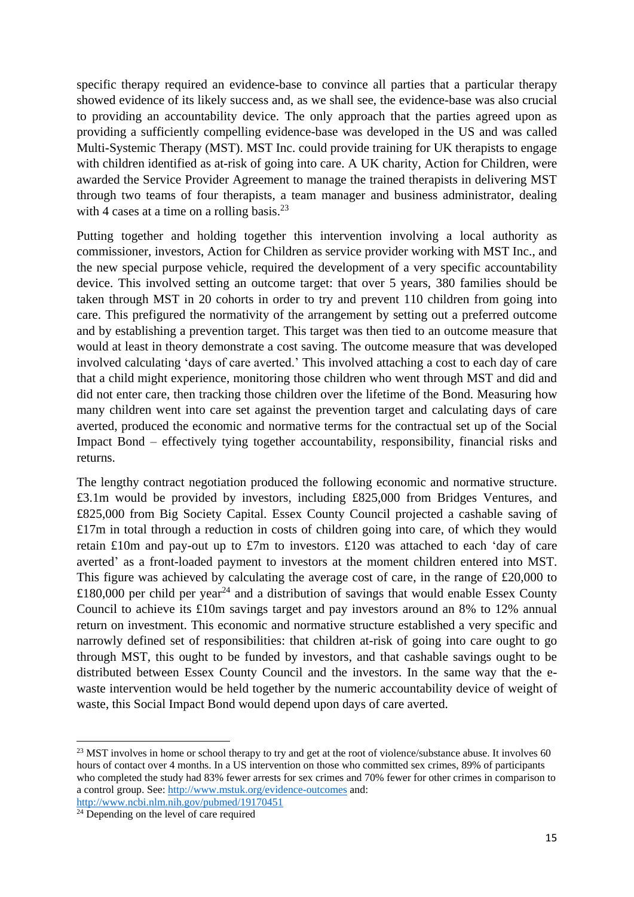specific therapy required an evidence-base to convince all parties that a particular therapy showed evidence of its likely success and, as we shall see, the evidence-base was also crucial to providing an accountability device. The only approach that the parties agreed upon as providing a sufficiently compelling evidence-base was developed in the US and was called Multi-Systemic Therapy (MST). MST Inc. could provide training for UK therapists to engage with children identified as at-risk of going into care. A UK charity, Action for Children, were awarded the Service Provider Agreement to manage the trained therapists in delivering MST through two teams of four therapists, a team manager and business administrator, dealing with 4 cases at a time on a rolling basis.[23]

Putting together and holding together this intervention involving a local authority as commissioner, investors, Action for Children as service provider working with MST Inc., and the new special purpose vehicle, required the development of a very specific accountability device. This involved setting an outcome target: that over 5 years, 380 families should be taken through MST in 20 cohorts in order to try and prevent 110 children from going into care. This prefigured the normativity of the arrangement by setting out a preferred outcome and by establishing a prevention target. This target was then tied to an outcome measure that would at least in theory demonstrate a cost saving. The outcome measure that was developed involved calculating 'days of care averted.' This involved attaching a cost to each day of care that a child might experience, monitoring those children who went through MST and did and did not enter care, then tracking those children over the lifetime of the Bond. Measuring how many children went into care set against the prevention target and calculating days of care averted, produced the economic and normative terms for the contractual set up of the Social Impact Bond – effectively tying together accountability, responsibility, financial risks and returns.

The lengthy contract negotiation produced the following economic and normative structure. £3.1m would be provided by investors, including £825,000 from Bridges Ventures, and £825,000 from Big Society Capital. Essex County Council projected a cashable saving of £17m in total through a reduction in costs of children going into care, of which they would retain £10m and pay-out up to £7m to investors. £120 was attached to each 'day of care averted' as a front-loaded payment to investors at the moment children entered into MST. This figure was achieved by calculating the average cost of care, in the range of £20,000 to £180,000 per child per year[24] and a distribution of savings that would enable Essex County Council to achieve its £10m savings target and pay investors around an 8% to 12% annual return on investment. This economic and normative structure established a very specific and narrowly defined set of responsibilities: that children at-risk of going into care ought to go through MST, this ought to be funded by investors, and that cashable savings ought to be distributed between Essex County Council and the investors. In the same way that the e-waste intervention would be held together by the numeric accountability device of weight of waste, this Social Impact Bond would depend upon days of care averted.

---

[23] MST involves in home or school therapy to try and get at the root of violence/substance abuse. It involves 60 hours of contact over 4 months. In a US intervention on those who committed sex crimes, 89% of participants who completed the study had 83% fewer arrests for sex crimes and 70% fewer for other crimes in comparison to a control group. See: http://www.mstuk.org/evidence-outcomes and: http://www.ncbi.nlm.nih.gov/pubmed/19170451

[24] Depending on the level of care required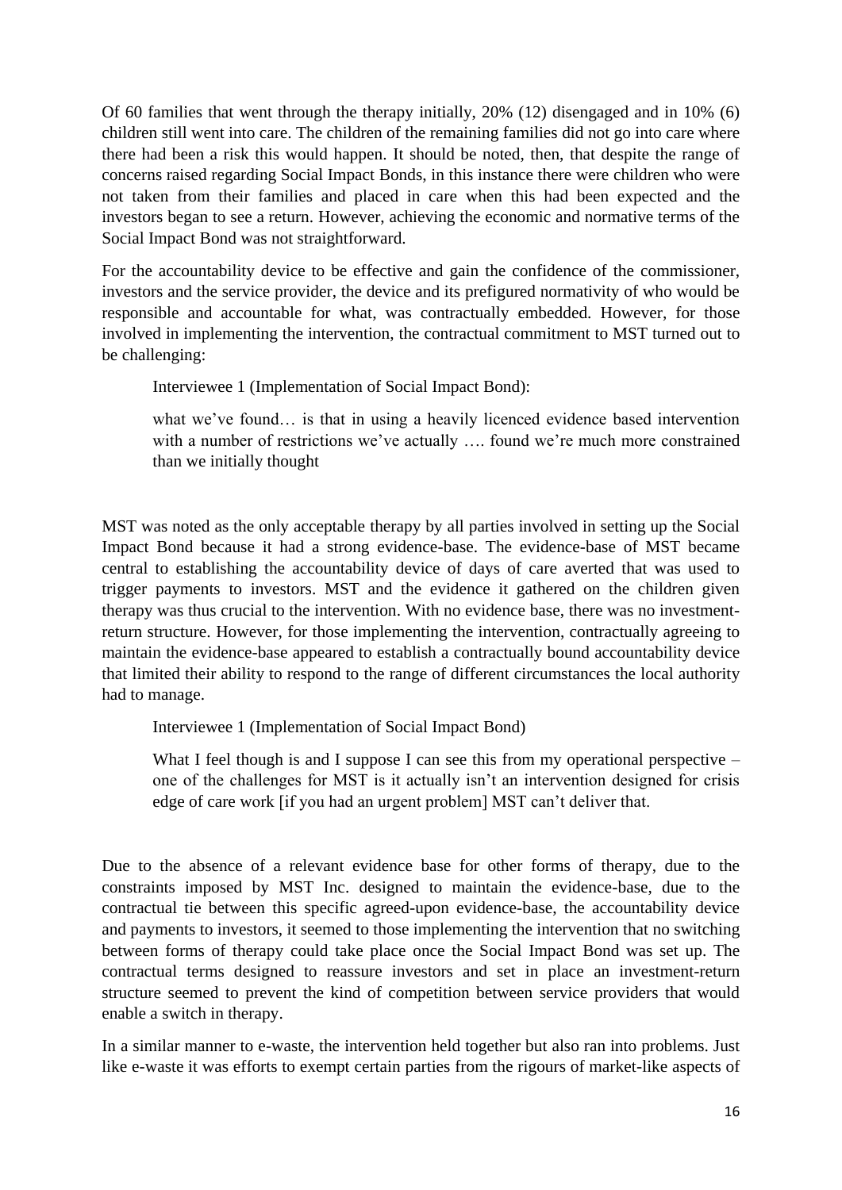Of 60 families that went through the therapy initially, 20% (12) disengaged and in 10% (6) children still went into care. The children of the remaining families did not go into care where there had been a risk this would happen. It should be noted, then, that despite the range of concerns raised regarding Social Impact Bonds, in this instance there were children who were not taken from their families and placed in care when this had been expected and the investors began to see a return. However, achieving the economic and normative terms of the Social Impact Bond was not straightforward.

For the accountability device to be effective and gain the confidence of the commissioner, investors and the service provider, the device and its prefigured normativity of who would be responsible and accountable for what, was contractually embedded. However, for those involved in implementing the intervention, the contractual commitment to MST turned out to be challenging:

> Interviewee 1 (Implementation of Social Impact Bond):
>
> what we've found… is that in using a heavily licenced evidence based intervention with a number of restrictions we've actually …. found we're much more constrained than we initially thought

MST was noted as the only acceptable therapy by all parties involved in setting up the Social Impact Bond because it had a strong evidence-base. The evidence-base of MST became central to establishing the accountability device of days of care averted that was used to trigger payments to investors. MST and the evidence it gathered on the children given therapy was thus crucial to the intervention. With no evidence base, there was no investment-return structure. However, for those implementing the intervention, contractually agreeing to maintain the evidence-base appeared to establish a contractually bound accountability device that limited their ability to respond to the range of different circumstances the local authority had to manage.

> Interviewee 1 (Implementation of Social Impact Bond)
>
> What I feel though is and I suppose I can see this from my operational perspective – one of the challenges for MST is it actually isn't an intervention designed for crisis edge of care work [if you had an urgent problem] MST can't deliver that.

Due to the absence of a relevant evidence base for other forms of therapy, due to the constraints imposed by MST Inc. designed to maintain the evidence-base, due to the contractual tie between this specific agreed-upon evidence-base, the accountability device and payments to investors, it seemed to those implementing the intervention that no switching between forms of therapy could take place once the Social Impact Bond was set up. The contractual terms designed to reassure investors and set in place an investment-return structure seemed to prevent the kind of competition between service providers that would enable a switch in therapy.

In a similar manner to e-waste, the intervention held together but also ran into problems. Just like e-waste it was efforts to exempt certain parties from the rigours of market-like aspects of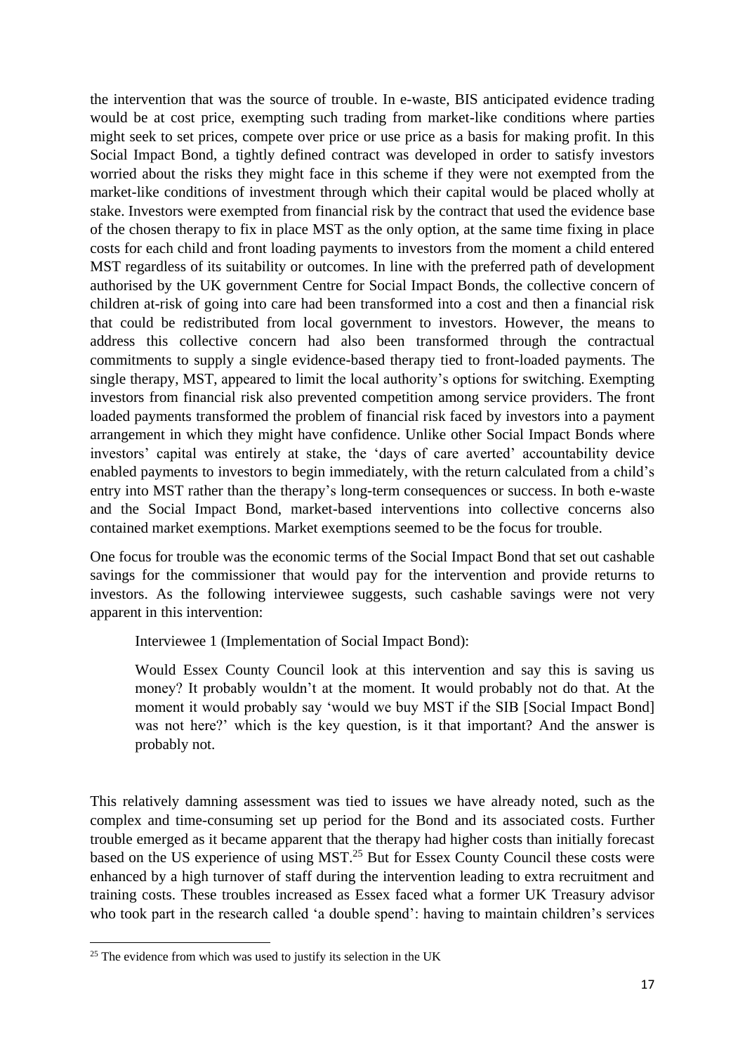the intervention that was the source of trouble. In e-waste, BIS anticipated evidence trading would be at cost price, exempting such trading from market-like conditions where parties might seek to set prices, compete over price or use price as a basis for making profit. In this Social Impact Bond, a tightly defined contract was developed in order to satisfy investors worried about the risks they might face in this scheme if they were not exempted from the market-like conditions of investment through which their capital would be placed wholly at stake. Investors were exempted from financial risk by the contract that used the evidence base of the chosen therapy to fix in place MST as the only option, at the same time fixing in place costs for each child and front loading payments to investors from the moment a child entered MST regardless of its suitability or outcomes. In line with the preferred path of development authorised by the UK government Centre for Social Impact Bonds, the collective concern of children at-risk of going into care had been transformed into a cost and then a financial risk that could be redistributed from local government to investors. However, the means to address this collective concern had also been transformed through the contractual commitments to supply a single evidence-based therapy tied to front-loaded payments. The single therapy, MST, appeared to limit the local authority's options for switching. Exempting investors from financial risk also prevented competition among service providers. The front loaded payments transformed the problem of financial risk faced by investors into a payment arrangement in which they might have confidence. Unlike other Social Impact Bonds where investors' capital was entirely at stake, the 'days of care averted' accountability device enabled payments to investors to begin immediately, with the return calculated from a child's entry into MST rather than the therapy's long-term consequences or success. In both e-waste and the Social Impact Bond, market-based interventions into collective concerns also contained market exemptions. Market exemptions seemed to be the focus for trouble.

One focus for trouble was the economic terms of the Social Impact Bond that set out cashable savings for the commissioner that would pay for the intervention and provide returns to investors. As the following interviewee suggests, such cashable savings were not very apparent in this intervention:

> Interviewee 1 (Implementation of Social Impact Bond):
>
> Would Essex County Council look at this intervention and say this is saving us money? It probably wouldn't at the moment. It would probably not do that. At the moment it would probably say 'would we buy MST if the SIB [Social Impact Bond] was not here?' which is the key question, is it that important? And the answer is probably not.

This relatively damning assessment was tied to issues we have already noted, such as the complex and time-consuming set up period for the Bond and its associated costs. Further trouble emerged as it became apparent that the therapy had higher costs than initially forecast based on the US experience of using MST.[25] But for Essex County Council these costs were enhanced by a high turnover of staff during the intervention leading to extra recruitment and training costs. These troubles increased as Essex faced what a former UK Treasury advisor who took part in the research called 'a double spend': having to maintain children's services

[25] The evidence from which was used to justify its selection in the UK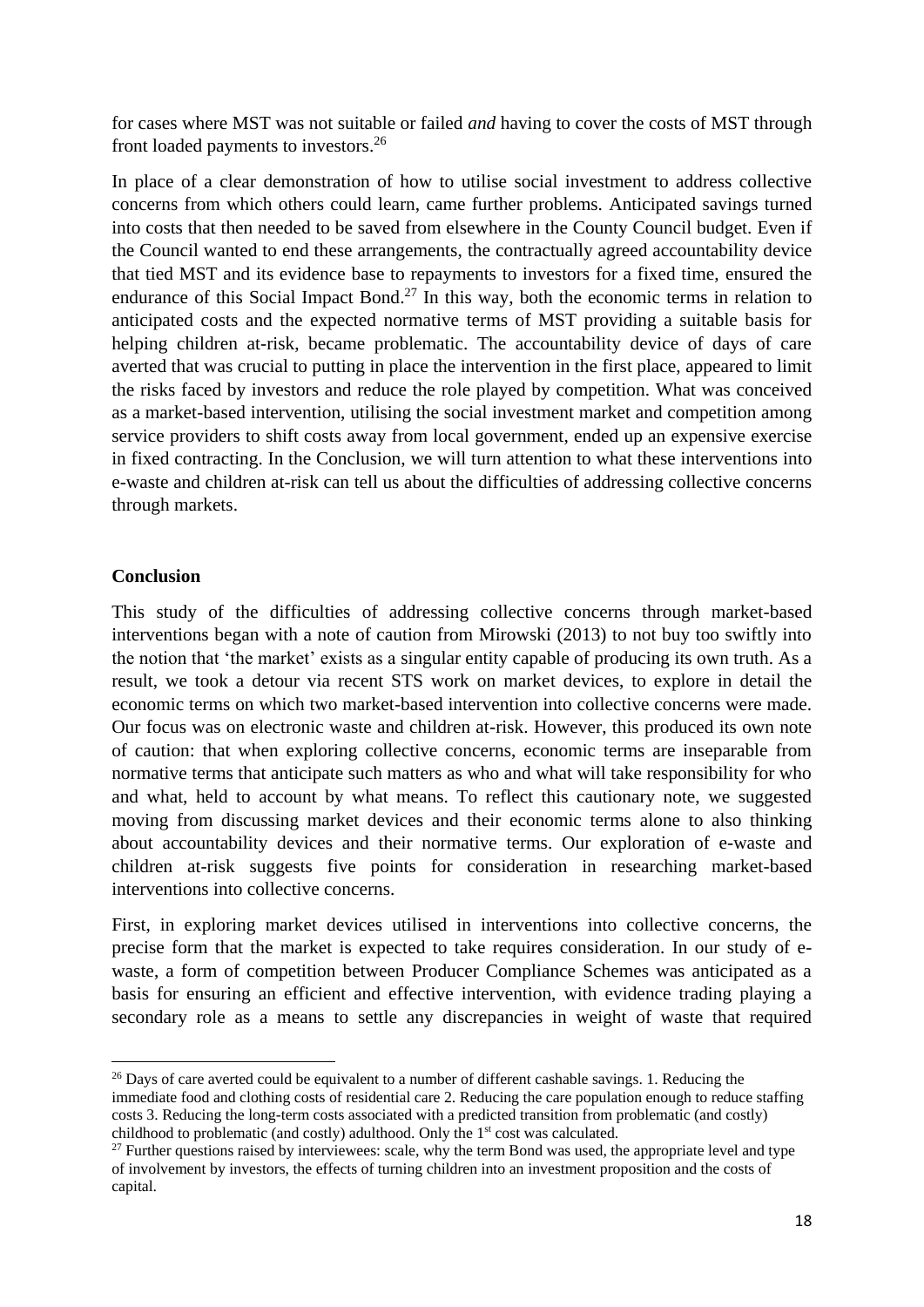for cases where MST was not suitable or failed *and* having to cover the costs of MST through front loaded payments to investors.[26]

In place of a clear demonstration of how to utilise social investment to address collective concerns from which others could learn, came further problems. Anticipated savings turned into costs that then needed to be saved from elsewhere in the County Council budget. Even if the Council wanted to end these arrangements, the contractually agreed accountability device that tied MST and its evidence base to repayments to investors for a fixed time, ensured the endurance of this Social Impact Bond.[27] In this way, both the economic terms in relation to anticipated costs and the expected normative terms of MST providing a suitable basis for helping children at-risk, became problematic. The accountability device of days of care averted that was crucial to putting in place the intervention in the first place, appeared to limit the risks faced by investors and reduce the role played by competition. What was conceived as a market-based intervention, utilising the social investment market and competition among service providers to shift costs away from local government, ended up an expensive exercise in fixed contracting. In the Conclusion, we will turn attention to what these interventions into e-waste and children at-risk can tell us about the difficulties of addressing collective concerns through markets.

## Conclusion

This study of the difficulties of addressing collective concerns through market-based interventions began with a note of caution from Mirowski (2013) to not buy too swiftly into the notion that 'the market' exists as a singular entity capable of producing its own truth. As a result, we took a detour via recent STS work on market devices, to explore in detail the economic terms on which two market-based intervention into collective concerns were made. Our focus was on electronic waste and children at-risk. However, this produced its own note of caution: that when exploring collective concerns, economic terms are inseparable from normative terms that anticipate such matters as who and what will take responsibility for who and what, held to account by what means. To reflect this cautionary note, we suggested moving from discussing market devices and their economic terms alone to also thinking about accountability devices and their normative terms. Our exploration of e-waste and children at-risk suggests five points for consideration in researching market-based interventions into collective concerns.

First, in exploring market devices utilised in interventions into collective concerns, the precise form that the market is expected to take requires consideration. In our study of e-waste, a form of competition between Producer Compliance Schemes was anticipated as a basis for ensuring an efficient and effective intervention, with evidence trading playing a secondary role as a means to settle any discrepancies in weight of waste that required

[26] Days of care averted could be equivalent to a number of different cashable savings. 1. Reducing the immediate food and clothing costs of residential care 2. Reducing the care population enough to reduce staffing costs 3. Reducing the long-term costs associated with a predicted transition from problematic (and costly) childhood to problematic (and costly) adulthood. Only the 1st cost was calculated.

[27] Further questions raised by interviewees: scale, why the term Bond was used, the appropriate level and type of involvement by investors, the effects of turning children into an investment proposition and the costs of capital.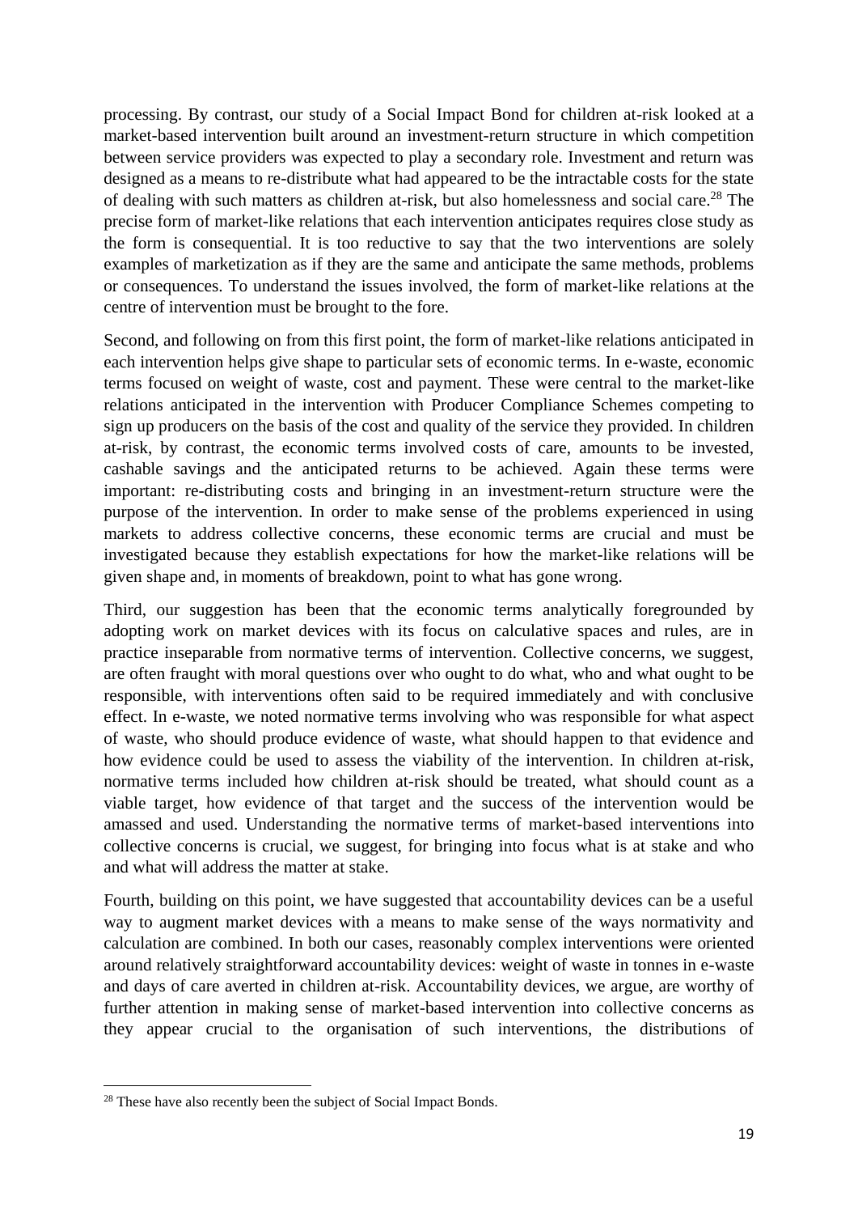processing. By contrast, our study of a Social Impact Bond for children at-risk looked at a market-based intervention built around an investment-return structure in which competition between service providers was expected to play a secondary role. Investment and return was designed as a means to re-distribute what had appeared to be the intractable costs for the state of dealing with such matters as children at-risk, but also homelessness and social care.[28] The precise form of market-like relations that each intervention anticipates requires close study as the form is consequential. It is too reductive to say that the two interventions are solely examples of marketization as if they are the same and anticipate the same methods, problems or consequences. To understand the issues involved, the form of market-like relations at the centre of intervention must be brought to the fore.

Second, and following on from this first point, the form of market-like relations anticipated in each intervention helps give shape to particular sets of economic terms. In e-waste, economic terms focused on weight of waste, cost and payment. These were central to the market-like relations anticipated in the intervention with Producer Compliance Schemes competing to sign up producers on the basis of the cost and quality of the service they provided. In children at-risk, by contrast, the economic terms involved costs of care, amounts to be invested, cashable savings and the anticipated returns to be achieved. Again these terms were important: re-distributing costs and bringing in an investment-return structure were the purpose of the intervention. In order to make sense of the problems experienced in using markets to address collective concerns, these economic terms are crucial and must be investigated because they establish expectations for how the market-like relations will be given shape and, in moments of breakdown, point to what has gone wrong.

Third, our suggestion has been that the economic terms analytically foregrounded by adopting work on market devices with its focus on calculative spaces and rules, are in practice inseparable from normative terms of intervention. Collective concerns, we suggest, are often fraught with moral questions over who ought to do what, who and what ought to be responsible, with interventions often said to be required immediately and with conclusive effect. In e-waste, we noted normative terms involving who was responsible for what aspect of waste, who should produce evidence of waste, what should happen to that evidence and how evidence could be used to assess the viability of the intervention. In children at-risk, normative terms included how children at-risk should be treated, what should count as a viable target, how evidence of that target and the success of the intervention would be amassed and used. Understanding the normative terms of market-based interventions into collective concerns is crucial, we suggest, for bringing into focus what is at stake and who and what will address the matter at stake.

Fourth, building on this point, we have suggested that accountability devices can be a useful way to augment market devices with a means to make sense of the ways normativity and calculation are combined. In both our cases, reasonably complex interventions were oriented around relatively straightforward accountability devices: weight of waste in tonnes in e-waste and days of care averted in children at-risk. Accountability devices, we argue, are worthy of further attention in making sense of market-based intervention into collective concerns as they appear crucial to the organisation of such interventions, the distributions of

[28] These have also recently been the subject of Social Impact Bonds.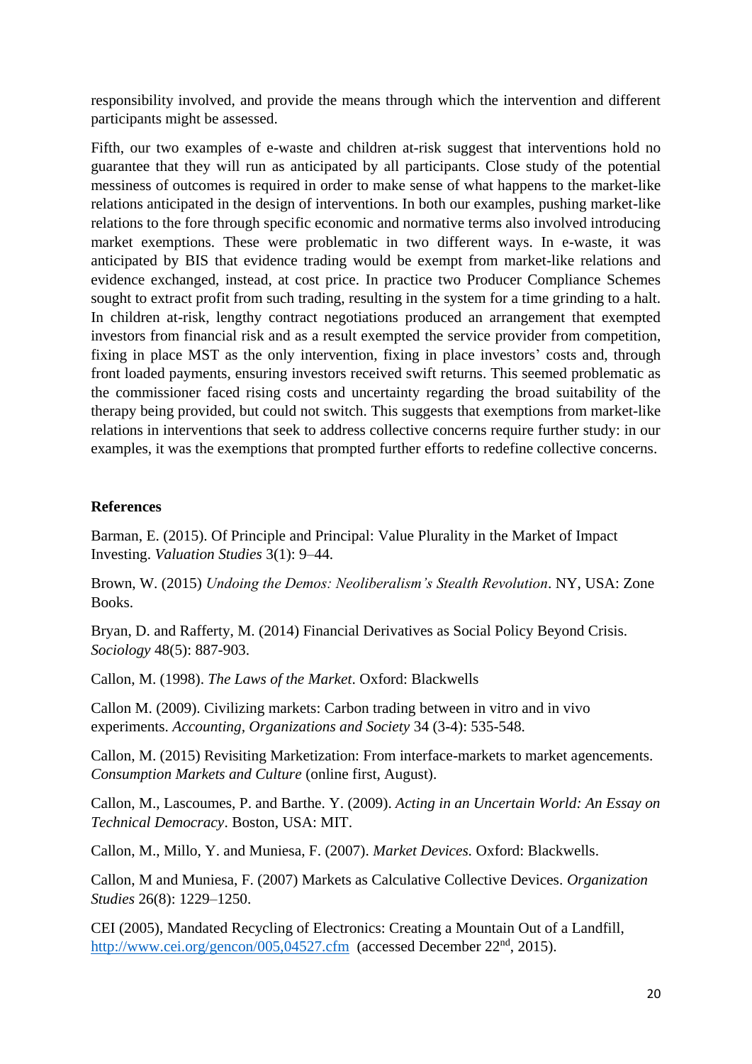responsibility involved, and provide the means through which the intervention and different participants might be assessed.

Fifth, our two examples of e-waste and children at-risk suggest that interventions hold no guarantee that they will run as anticipated by all participants. Close study of the potential messiness of outcomes is required in order to make sense of what happens to the market-like relations anticipated in the design of interventions. In both our examples, pushing market-like relations to the fore through specific economic and normative terms also involved introducing market exemptions. These were problematic in two different ways. In e-waste, it was anticipated by BIS that evidence trading would be exempt from market-like relations and evidence exchanged, instead, at cost price. In practice two Producer Compliance Schemes sought to extract profit from such trading, resulting in the system for a time grinding to a halt. In children at-risk, lengthy contract negotiations produced an arrangement that exempted investors from financial risk and as a result exempted the service provider from competition, fixing in place MST as the only intervention, fixing in place investors' costs and, through front loaded payments, ensuring investors received swift returns. This seemed problematic as the commissioner faced rising costs and uncertainty regarding the broad suitability of the therapy being provided, but could not switch. This suggests that exemptions from market-like relations in interventions that seek to address collective concerns require further study: in our examples, it was the exemptions that prompted further efforts to redefine collective concerns.

## References

Barman, E. (2015). Of Principle and Principal: Value Plurality in the Market of Impact Investing. *Valuation Studies* 3(1): 9–44.

Brown, W. (2015) *Undoing the Demos: Neoliberalism's Stealth Revolution*. NY, USA: Zone Books.

Bryan, D. and Rafferty, M. (2014) Financial Derivatives as Social Policy Beyond Crisis. *Sociology* 48(5): 887-903.

Callon, M. (1998). *The Laws of the Market*. Oxford: Blackwells

Callon M. (2009). Civilizing markets: Carbon trading between in vitro and in vivo experiments. *Accounting, Organizations and Society* 34 (3-4): 535-548.

Callon, M. (2015) Revisiting Marketization: From interface-markets to market agencements. *Consumption Markets and Culture* (online first, August).

Callon, M., Lascoumes, P. and Barthe. Y. (2009). *Acting in an Uncertain World: An Essay on Technical Democracy*. Boston, USA: MIT.

Callon, M., Millo, Y. and Muniesa, F. (2007). *Market Devices.* Oxford: Blackwells.

Callon, M and Muniesa, F. (2007) Markets as Calculative Collective Devices. *Organization Studies* 26(8): 1229–1250.

CEI (2005), Mandated Recycling of Electronics: Creating a Mountain Out of a Landfill, http://www.cei.org/gencon/005,04527.cfm (accessed December 22nd, 2015).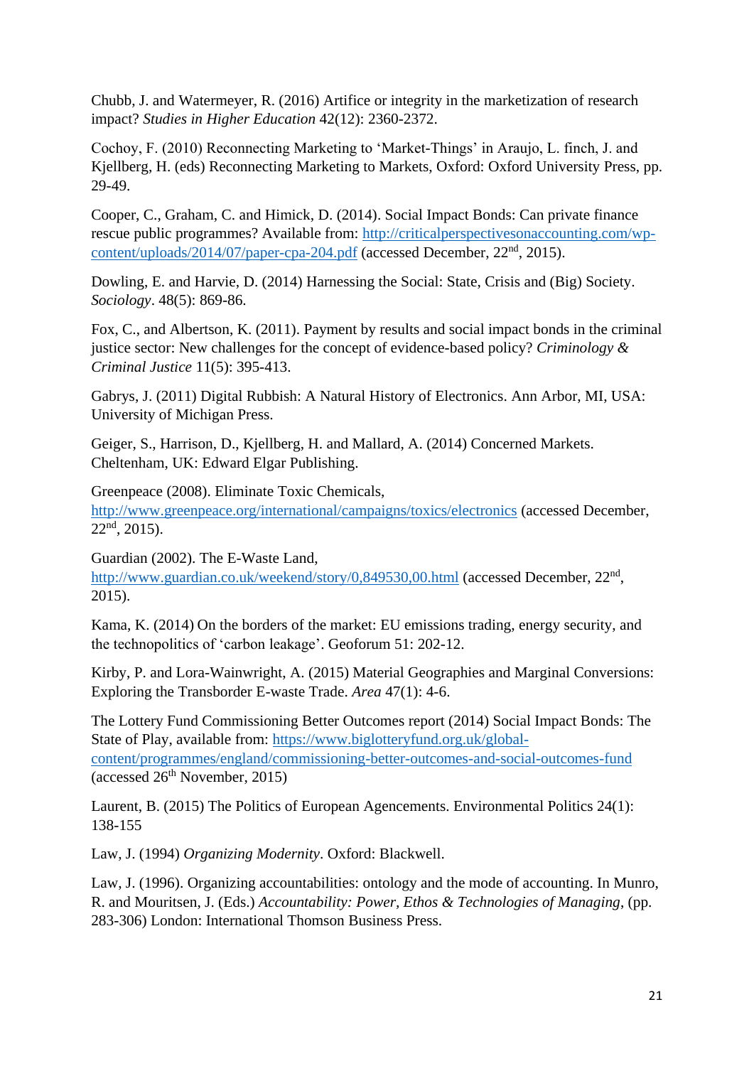Chubb, J. and Watermeyer, R. (2016) Artifice or integrity in the marketization of research impact? *Studies in Higher Education* 42(12): 2360-2372.

Cochoy, F. (2010) Reconnecting Marketing to 'Market-Things' in Araujo, L. finch, J. and Kjellberg, H. (eds) Reconnecting Marketing to Markets, Oxford: Oxford University Press, pp. 29-49.

Cooper, C., Graham, C. and Himick, D. (2014). Social Impact Bonds: Can private finance rescue public programmes? Available from: http://criticalperspectivesonaccounting.com/wp-content/uploads/2014/07/paper-cpa-204.pdf (accessed December, 22nd, 2015).

Dowling, E. and Harvie, D. (2014) Harnessing the Social: State, Crisis and (Big) Society. *Sociology*. 48(5): 869-86.

Fox, C., and Albertson, K. (2011). Payment by results and social impact bonds in the criminal justice sector: New challenges for the concept of evidence-based policy? *Criminology & Criminal Justice* 11(5): 395-413.

Gabrys, J. (2011) Digital Rubbish: A Natural History of Electronics. Ann Arbor, MI, USA: University of Michigan Press.

Geiger, S., Harrison, D., Kjellberg, H. and Mallard, A. (2014) Concerned Markets. Cheltenham, UK: Edward Elgar Publishing.

Greenpeace (2008). Eliminate Toxic Chemicals, http://www.greenpeace.org/international/campaigns/toxics/electronics (accessed December, 22nd, 2015).

Guardian (2002). The E-Waste Land, http://www.guardian.co.uk/weekend/story/0,849530,00.html (accessed December, 22nd, 2015).

Kama, K. (2014) On the borders of the market: EU emissions trading, energy security, and the technopolitics of 'carbon leakage'. Geoforum 51: 202-12.

Kirby, P. and Lora-Wainwright, A. (2015) Material Geographies and Marginal Conversions: Exploring the Transborder E-waste Trade. *Area* 47(1): 4-6.

The Lottery Fund Commissioning Better Outcomes report (2014) Social Impact Bonds: The State of Play, available from: https://www.biglotteryfund.org.uk/global-content/programmes/england/commissioning-better-outcomes-and-social-outcomes-fund (accessed 26th November, 2015)

Laurent, B. (2015) The Politics of European Agencements. Environmental Politics 24(1): 138-155

Law, J. (1994) *Organizing Modernity*. Oxford: Blackwell.

Law, J. (1996). Organizing accountabilities: ontology and the mode of accounting. In Munro, R. and Mouritsen, J. (Eds.) *Accountability: Power, Ethos & Technologies of Managing*, (pp. 283-306) London: International Thomson Business Press.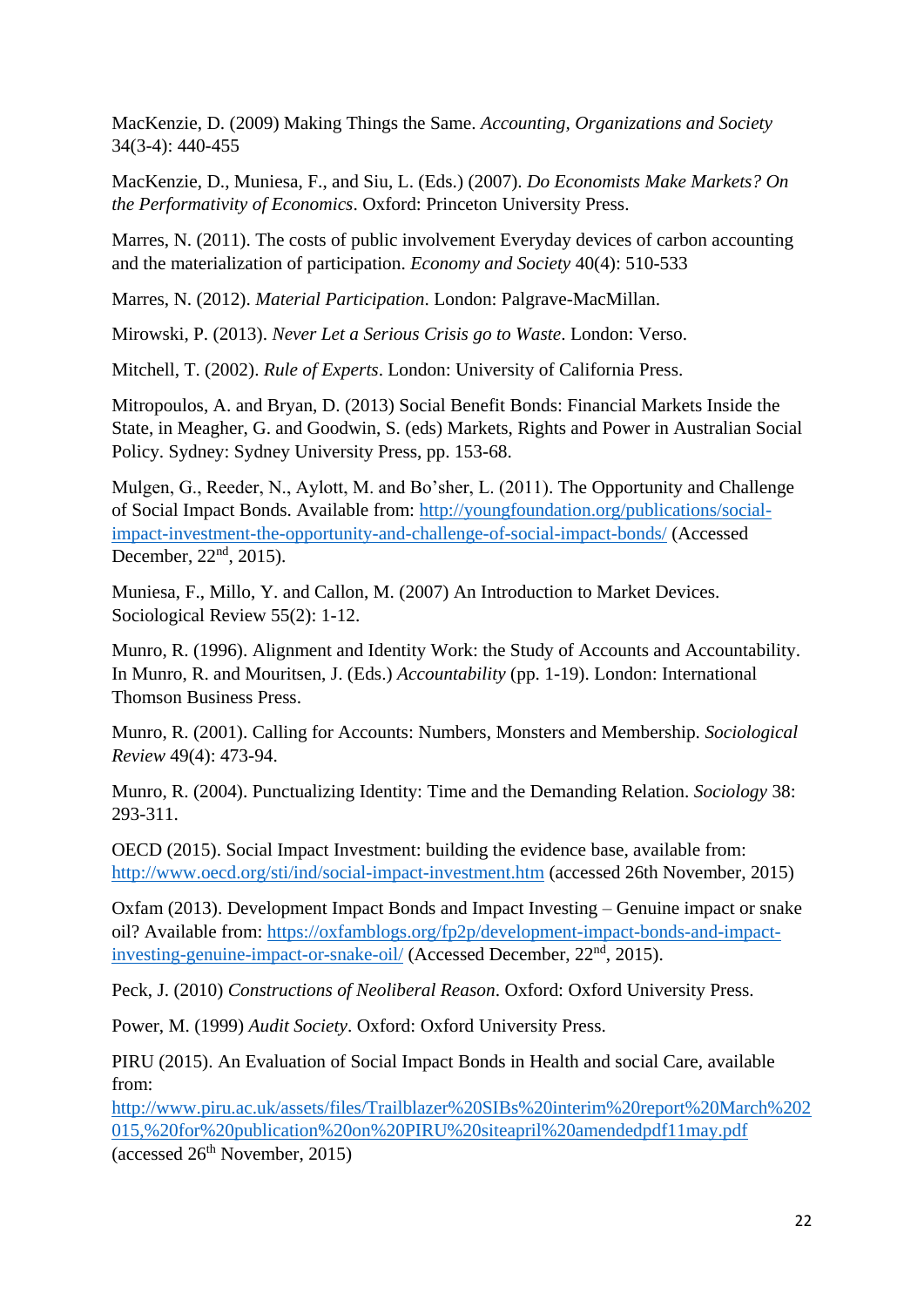MacKenzie, D. (2009) Making Things the Same. *Accounting, Organizations and Society* 34(3-4): 440-455

MacKenzie, D., Muniesa, F., and Siu, L. (Eds.) (2007). *Do Economists Make Markets? On the Performativity of Economics*. Oxford: Princeton University Press.

Marres, N. (2011). The costs of public involvement Everyday devices of carbon accounting and the materialization of participation. *Economy and Society* 40(4): 510-533

Marres, N. (2012). *Material Participation*. London: Palgrave-MacMillan.

Mirowski, P. (2013). *Never Let a Serious Crisis go to Waste*. London: Verso.

Mitchell, T. (2002). *Rule of Experts*. London: University of California Press.

Mitropoulos, A. and Bryan, D. (2013) Social Benefit Bonds: Financial Markets Inside the State, in Meagher, G. and Goodwin, S. (eds) Markets, Rights and Power in Australian Social Policy. Sydney: Sydney University Press, pp. 153-68.

Mulgen, G., Reeder, N., Aylott, M. and Bo'sher, L. (2011). The Opportunity and Challenge of Social Impact Bonds. Available from: http://youngfoundation.org/publications/social-impact-investment-the-opportunity-and-challenge-of-social-impact-bonds/ (Accessed December, 22nd, 2015).

Muniesa, F., Millo, Y. and Callon, M. (2007) An Introduction to Market Devices. Sociological Review 55(2): 1-12.

Munro, R. (1996). Alignment and Identity Work: the Study of Accounts and Accountability. In Munro, R. and Mouritsen, J. (Eds.) *Accountability* (pp. 1-19). London: International Thomson Business Press.

Munro, R. (2001). Calling for Accounts: Numbers, Monsters and Membership. *Sociological Review* 49(4): 473-94.

Munro, R. (2004). Punctualizing Identity: Time and the Demanding Relation. *Sociology* 38: 293-311.

OECD (2015). Social Impact Investment: building the evidence base, available from: http://www.oecd.org/sti/ind/social-impact-investment.htm (accessed 26th November, 2015)

Oxfam (2013). Development Impact Bonds and Impact Investing – Genuine impact or snake oil? Available from: https://oxfamblogs.org/fp2p/development-impact-bonds-and-impact-investing-genuine-impact-or-snake-oil/ (Accessed December, 22nd, 2015).

Peck, J. (2010) *Constructions of Neoliberal Reason*. Oxford: Oxford University Press.

Power, M. (1999) *Audit Society*. Oxford: Oxford University Press.

PIRU (2015). An Evaluation of Social Impact Bonds in Health and social Care, available from: http://www.piru.ac.uk/assets/files/Trailblazer%20SIBs%20interim%20report%20March%202015,%20for%20publication%20on%20PIRU%20siteapril%20amendedpdf11may.pdf (accessed 26th November, 2015)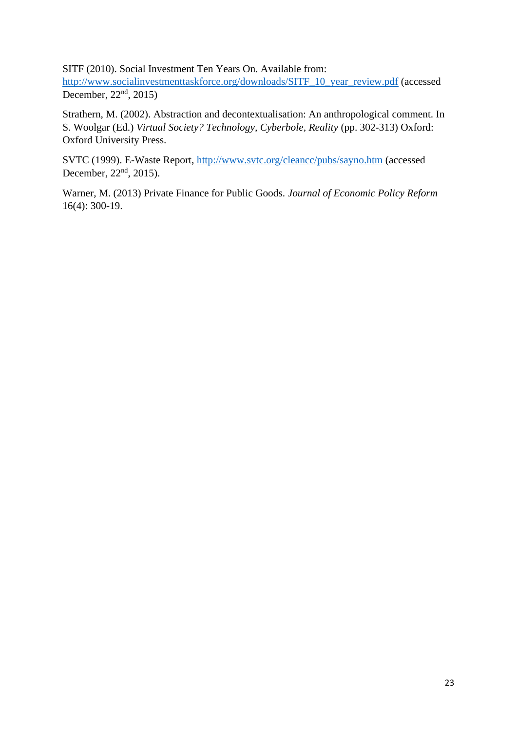SITF (2010). Social Investment Ten Years On. Available from: http://www.socialinvestmenttaskforce.org/downloads/SITF_10_year_review.pdf (accessed December, 22nd, 2015)

Strathern, M. (2002). Abstraction and decontextualisation: An anthropological comment. In S. Woolgar (Ed.) *Virtual Society? Technology, Cyberbole, Reality* (pp. 302-313) Oxford: Oxford University Press.

SVTC (1999). E-Waste Report, http://www.svtc.org/cleancc/pubs/sayno.htm (accessed December, 22nd, 2015).

Warner, M. (2013) Private Finance for Public Goods. *Journal of Economic Policy Reform* 16(4): 300-19.